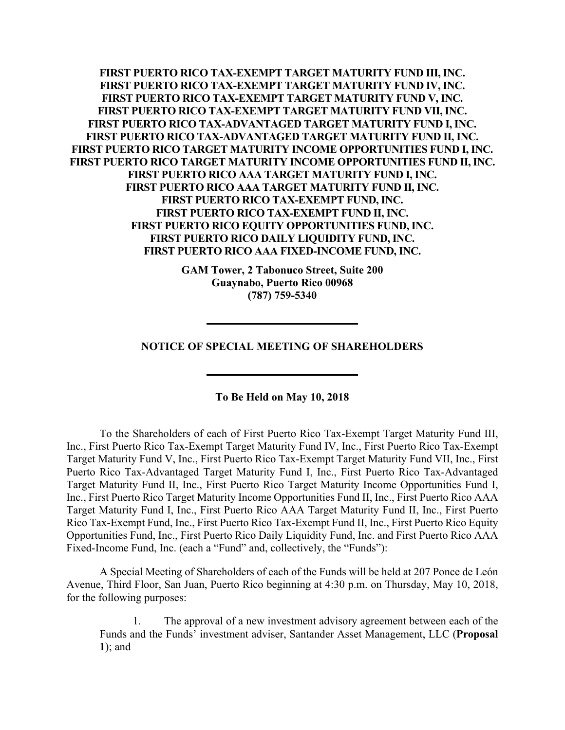**FIRST PUERTO RICO TAX-EXEMPT TARGET MATURITY FUND III, INC.**
**FIRST PUERTO RICO TAX-EXEMPT TARGET MATURITY FUND IV, INC.**
**FIRST PUERTO RICO TAX-EXEMPT TARGET MATURITY FUND V, INC.**
**FIRST PUERTO RICO TAX-EXEMPT TARGET MATURITY FUND VII, INC.**
**FIRST PUERTO RICO TAX-ADVANTAGED TARGET MATURITY FUND I, INC.**
**FIRST PUERTO RICO TAX-ADVANTAGED TARGET MATURITY FUND II, INC.**
**FIRST PUERTO RICO TARGET MATURITY INCOME OPPORTUNITIES FUND I, INC.**
**FIRST PUERTO RICO TARGET MATURITY INCOME OPPORTUNITIES FUND II, INC.**
**FIRST PUERTO RICO AAA TARGET MATURITY FUND I, INC.**
**FIRST PUERTO RICO AAA TARGET MATURITY FUND II, INC.**
**FIRST PUERTO RICO TAX-EXEMPT FUND, INC.**
**FIRST PUERTO RICO TAX-EXEMPT FUND II, INC.**
**FIRST PUERTO RICO EQUITY OPPORTUNITIES FUND, INC.**
**FIRST PUERTO RICO DAILY LIQUIDITY FUND, INC.**
**FIRST PUERTO RICO AAA FIXED-INCOME FUND, INC.**

**GAM Tower, 2 Tabonuco Street, Suite 200**
**Guaynabo, Puerto Rico 00968**
**(787) 759-5340**

---

**NOTICE OF SPECIAL MEETING OF SHAREHOLDERS**

---

**To Be Held on May 10, 2018**

To the Shareholders of each of First Puerto Rico Tax-Exempt Target Maturity Fund III, Inc., First Puerto Rico Tax-Exempt Target Maturity Fund IV, Inc., First Puerto Rico Tax-Exempt Target Maturity Fund V, Inc., First Puerto Rico Tax-Exempt Target Maturity Fund VII, Inc., First Puerto Rico Tax-Advantaged Target Maturity Fund I, Inc., First Puerto Rico Tax-Advantaged Target Maturity Fund II, Inc., First Puerto Rico Target Maturity Income Opportunities Fund I, Inc., First Puerto Rico Target Maturity Income Opportunities Fund II, Inc., First Puerto Rico AAA Target Maturity Fund I, Inc., First Puerto Rico AAA Target Maturity Fund II, Inc., First Puerto Rico Tax-Exempt Fund, Inc., First Puerto Rico Tax-Exempt Fund II, Inc., First Puerto Rico Equity Opportunities Fund, Inc., First Puerto Rico Daily Liquidity Fund, Inc. and First Puerto Rico AAA Fixed-Income Fund, Inc. (each a "Fund" and, collectively, the "Funds"):

A Special Meeting of Shareholders of each of the Funds will be held at 207 Ponce de León Avenue, Third Floor, San Juan, Puerto Rico beginning at 4:30 p.m. on Thursday, May 10, 2018, for the following purposes:

1. The approval of a new investment advisory agreement between each of the Funds and the Funds' investment adviser, Santander Asset Management, LLC (**Proposal 1**); and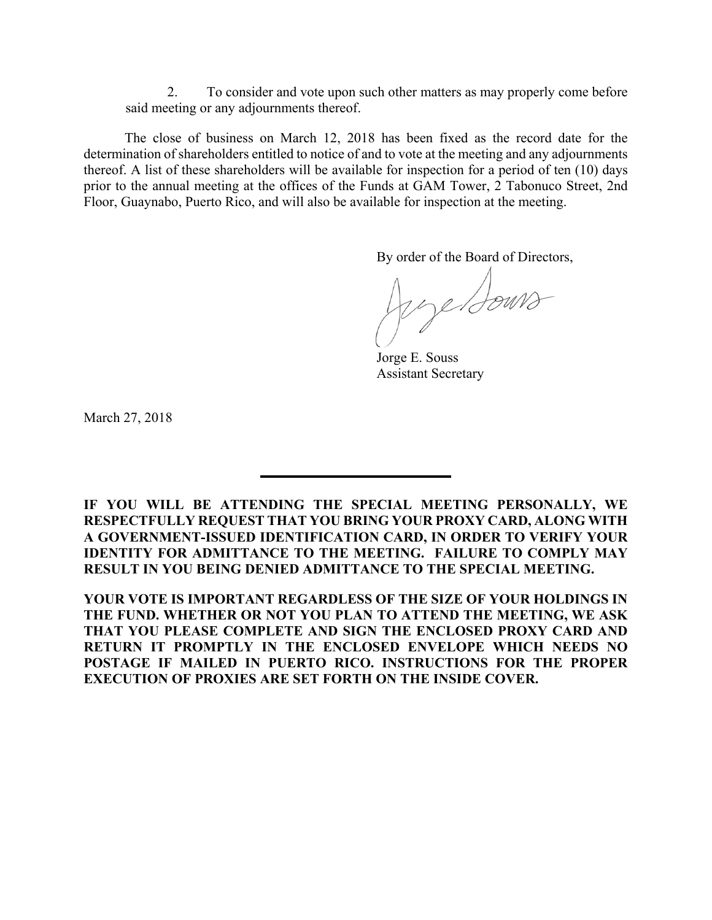2. To consider and vote upon such other matters as may properly come before said meeting or any adjournments thereof.

The close of business on March 12, 2018 has been fixed as the record date for the determination of shareholders entitled to notice of and to vote at the meeting and any adjournments thereof. A list of these shareholders will be available for inspection for a period of ten (10) days prior to the annual meeting at the offices of the Funds at GAM Tower, 2 Tabonuco Street, 2nd Floor, Guaynabo, Puerto Rico, and will also be available for inspection at the meeting.

By order of the Board of Directors,

Jorge E. Souss
Assistant Secretary

March 27, 2018

---

**IF YOU WILL BE ATTENDING THE SPECIAL MEETING PERSONALLY, WE RESPECTFULLY REQUEST THAT YOU BRING YOUR PROXY CARD, ALONG WITH A GOVERNMENT-ISSUED IDENTIFICATION CARD, IN ORDER TO VERIFY YOUR IDENTITY FOR ADMITTANCE TO THE MEETING. FAILURE TO COMPLY MAY RESULT IN YOU BEING DENIED ADMITTANCE TO THE SPECIAL MEETING.**

**YOUR VOTE IS IMPORTANT REGARDLESS OF THE SIZE OF YOUR HOLDINGS IN THE FUND. WHETHER OR NOT YOU PLAN TO ATTEND THE MEETING, WE ASK THAT YOU PLEASE COMPLETE AND SIGN THE ENCLOSED PROXY CARD AND RETURN IT PROMPTLY IN THE ENCLOSED ENVELOPE WHICH NEEDS NO POSTAGE IF MAILED IN PUERTO RICO. INSTRUCTIONS FOR THE PROPER EXECUTION OF PROXIES ARE SET FORTH ON THE INSIDE COVER.**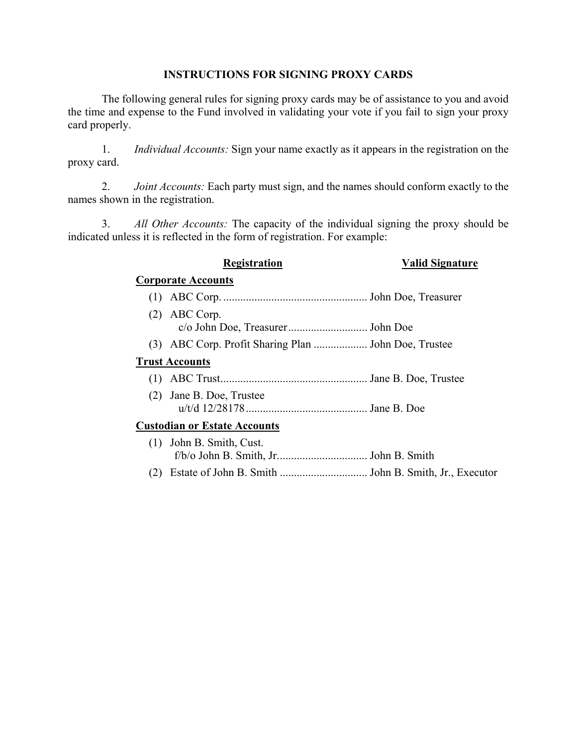# INSTRUCTIONS FOR SIGNING PROXY CARDS

The following general rules for signing proxy cards may be of assistance to you and avoid the time and expense to the Fund involved in validating your vote if you fail to sign your proxy card properly.

1. *Individual Accounts:* Sign your name exactly as it appears in the registration on the proxy card.

2. *Joint Accounts:* Each party must sign, and the names should conform exactly to the names shown in the registration.

3. *All Other Accounts:* The capacity of the individual signing the proxy should be indicated unless it is reflected in the form of registration. For example:

| Registration | Valid Signature |
|---|---|
| **Corporate Accounts** | |
| (1) ABC Corp. | John Doe, Treasurer |
| (2) ABC Corp. c/o John Doe, Treasurer | John Doe |
| (3) ABC Corp. Profit Sharing Plan | John Doe, Trustee |
| **Trust Accounts** | |
| (1) ABC Trust | Jane B. Doe, Trustee |
| (2) Jane B. Doe, Trustee u/t/d 12/28178 | Jane B. Doe |
| **Custodian or Estate Accounts** | |
| (1) John B. Smith, Cust. f/b/o John B. Smith, Jr. | John B. Smith |
| (2) Estate of John B. Smith | John B. Smith, Jr., Executor |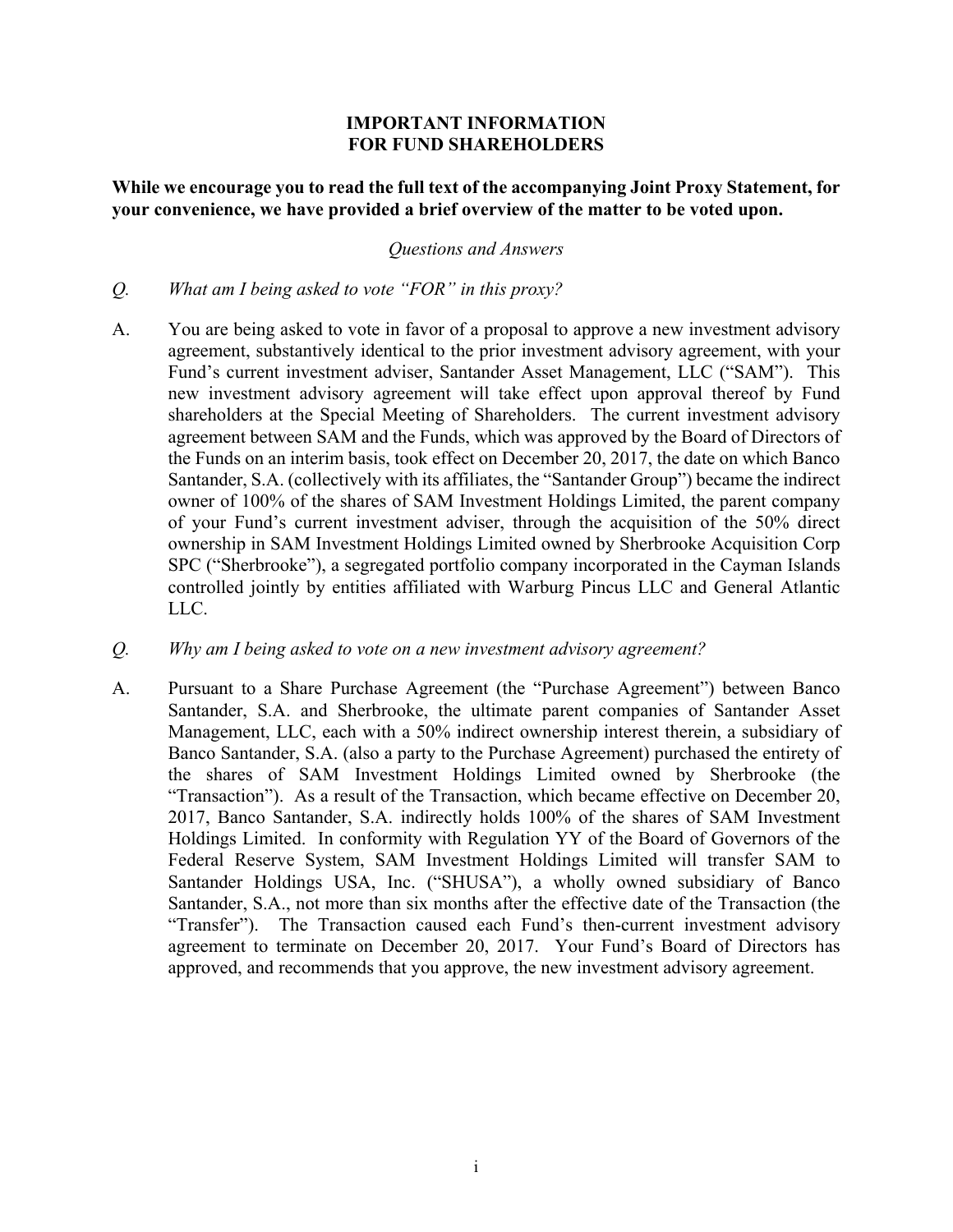# IMPORTANT INFORMATION FOR FUND SHAREHOLDERS

**While we encourage you to read the full text of the accompanying Joint Proxy Statement, for your convenience, we have provided a brief overview of the matter to be voted upon.**

*Questions and Answers*

*Q. What am I being asked to vote "FOR" in this proxy?*

A. You are being asked to vote in favor of a proposal to approve a new investment advisory agreement, substantively identical to the prior investment advisory agreement, with your Fund's current investment adviser, Santander Asset Management, LLC ("SAM"). This new investment advisory agreement will take effect upon approval thereof by Fund shareholders at the Special Meeting of Shareholders. The current investment advisory agreement between SAM and the Funds, which was approved by the Board of Directors of the Funds on an interim basis, took effect on December 20, 2017, the date on which Banco Santander, S.A. (collectively with its affiliates, the "Santander Group") became the indirect owner of 100% of the shares of SAM Investment Holdings Limited, the parent company of your Fund's current investment adviser, through the acquisition of the 50% direct ownership in SAM Investment Holdings Limited owned by Sherbrooke Acquisition Corp SPC ("Sherbrooke"), a segregated portfolio company incorporated in the Cayman Islands controlled jointly by entities affiliated with Warburg Pincus LLC and General Atlantic LLC.

*Q. Why am I being asked to vote on a new investment advisory agreement?*

A. Pursuant to a Share Purchase Agreement (the "Purchase Agreement") between Banco Santander, S.A. and Sherbrooke, the ultimate parent companies of Santander Asset Management, LLC, each with a 50% indirect ownership interest therein, a subsidiary of Banco Santander, S.A. (also a party to the Purchase Agreement) purchased the entirety of the shares of SAM Investment Holdings Limited owned by Sherbrooke (the "Transaction"). As a result of the Transaction, which became effective on December 20, 2017, Banco Santander, S.A. indirectly holds 100% of the shares of SAM Investment Holdings Limited. In conformity with Regulation YY of the Board of Governors of the Federal Reserve System, SAM Investment Holdings Limited will transfer SAM to Santander Holdings USA, Inc. ("SHUSA"), a wholly owned subsidiary of Banco Santander, S.A., not more than six months after the effective date of the Transaction (the "Transfer"). The Transaction caused each Fund's then-current investment advisory agreement to terminate on December 20, 2017. Your Fund's Board of Directors has approved, and recommends that you approve, the new investment advisory agreement.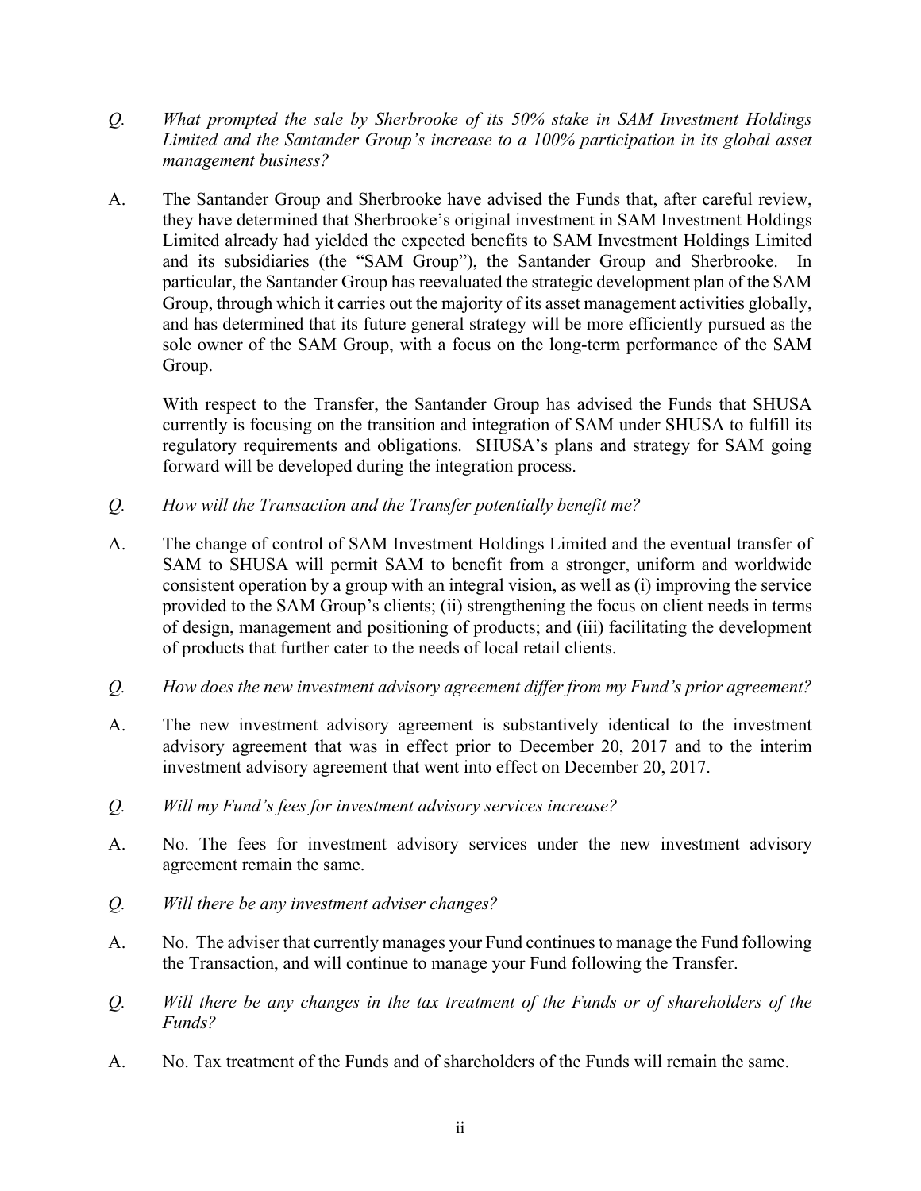*Q. What prompted the sale by Sherbrooke of its 50% stake in SAM Investment Holdings Limited and the Santander Group's increase to a 100% participation in its global asset management business?*

A. The Santander Group and Sherbrooke have advised the Funds that, after careful review, they have determined that Sherbrooke's original investment in SAM Investment Holdings Limited already had yielded the expected benefits to SAM Investment Holdings Limited and its subsidiaries (the "SAM Group"), the Santander Group and Sherbrooke. In particular, the Santander Group has reevaluated the strategic development plan of the SAM Group, through which it carries out the majority of its asset management activities globally, and has determined that its future general strategy will be more efficiently pursued as the sole owner of the SAM Group, with a focus on the long-term performance of the SAM Group.

With respect to the Transfer, the Santander Group has advised the Funds that SHUSA currently is focusing on the transition and integration of SAM under SHUSA to fulfill its regulatory requirements and obligations. SHUSA's plans and strategy for SAM going forward will be developed during the integration process.

*Q. How will the Transaction and the Transfer potentially benefit me?*

A. The change of control of SAM Investment Holdings Limited and the eventual transfer of SAM to SHUSA will permit SAM to benefit from a stronger, uniform and worldwide consistent operation by a group with an integral vision, as well as (i) improving the service provided to the SAM Group's clients; (ii) strengthening the focus on client needs in terms of design, management and positioning of products; and (iii) facilitating the development of products that further cater to the needs of local retail clients.

*Q. How does the new investment advisory agreement differ from my Fund's prior agreement?*

A. The new investment advisory agreement is substantively identical to the investment advisory agreement that was in effect prior to December 20, 2017 and to the interim investment advisory agreement that went into effect on December 20, 2017.

*Q. Will my Fund's fees for investment advisory services increase?*

A. No. The fees for investment advisory services under the new investment advisory agreement remain the same.

*Q. Will there be any investment adviser changes?*

A. No. The adviser that currently manages your Fund continues to manage the Fund following the Transaction, and will continue to manage your Fund following the Transfer.

*Q. Will there be any changes in the tax treatment of the Funds or of shareholders of the Funds?*

A. No. Tax treatment of the Funds and of shareholders of the Funds will remain the same.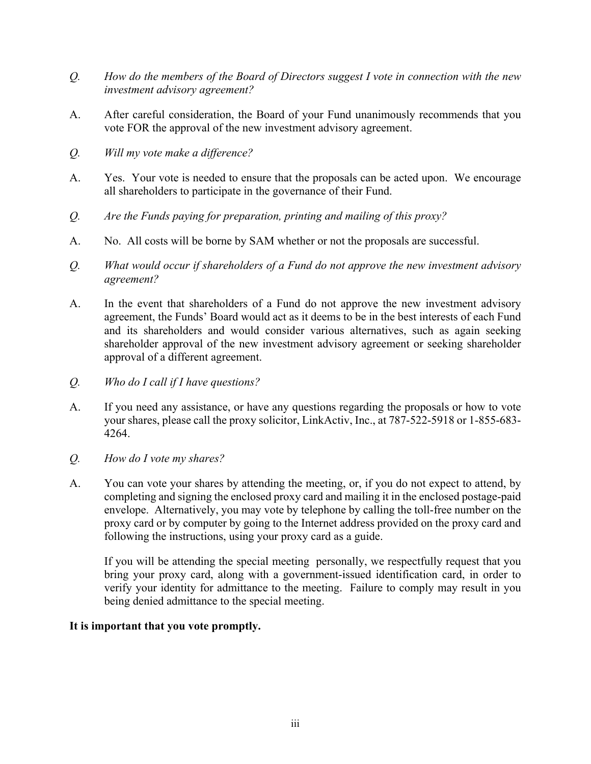*Q. How do the members of the Board of Directors suggest I vote in connection with the new investment advisory agreement?*

A. After careful consideration, the Board of your Fund unanimously recommends that you vote FOR the approval of the new investment advisory agreement.

*Q. Will my vote make a difference?*

A. Yes. Your vote is needed to ensure that the proposals can be acted upon. We encourage all shareholders to participate in the governance of their Fund.

*Q. Are the Funds paying for preparation, printing and mailing of this proxy?*

A. No. All costs will be borne by SAM whether or not the proposals are successful.

*Q. What would occur if shareholders of a Fund do not approve the new investment advisory agreement?*

A. In the event that shareholders of a Fund do not approve the new investment advisory agreement, the Funds' Board would act as it deems to be in the best interests of each Fund and its shareholders and would consider various alternatives, such as again seeking shareholder approval of the new investment advisory agreement or seeking shareholder approval of a different agreement.

*Q. Who do I call if I have questions?*

A. If you need any assistance, or have any questions regarding the proposals or how to vote your shares, please call the proxy solicitor, LinkActiv, Inc., at 787-522-5918 or 1-855-683-4264.

*Q. How do I vote my shares?*

A. You can vote your shares by attending the meeting, or, if you do not expect to attend, by completing and signing the enclosed proxy card and mailing it in the enclosed postage-paid envelope. Alternatively, you may vote by telephone by calling the toll-free number on the proxy card or by computer by going to the Internet address provided on the proxy card and following the instructions, using your proxy card as a guide.

If you will be attending the special meeting personally, we respectfully request that you bring your proxy card, along with a government-issued identification card, in order to verify your identity for admittance to the meeting. Failure to comply may result in you being denied admittance to the special meeting.

**It is important that you vote promptly.**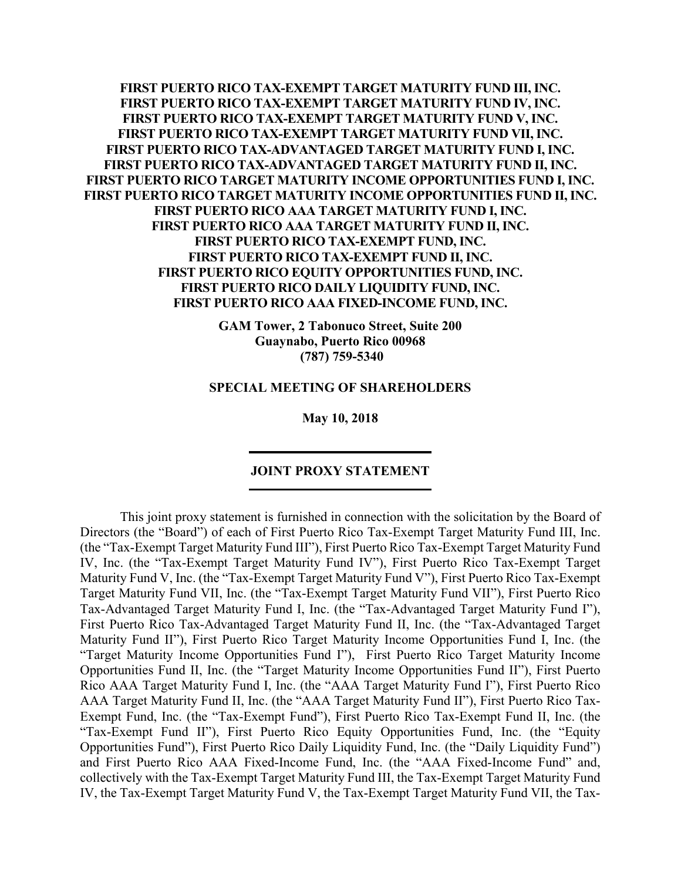**FIRST PUERTO RICO TAX-EXEMPT TARGET MATURITY FUND III, INC.**
**FIRST PUERTO RICO TAX-EXEMPT TARGET MATURITY FUND IV, INC.**
**FIRST PUERTO RICO TAX-EXEMPT TARGET MATURITY FUND V, INC.**
**FIRST PUERTO RICO TAX-EXEMPT TARGET MATURITY FUND VII, INC.**
**FIRST PUERTO RICO TAX-ADVANTAGED TARGET MATURITY FUND I, INC.**
**FIRST PUERTO RICO TAX-ADVANTAGED TARGET MATURITY FUND II, INC.**
**FIRST PUERTO RICO TARGET MATURITY INCOME OPPORTUNITIES FUND I, INC.**
**FIRST PUERTO RICO TARGET MATURITY INCOME OPPORTUNITIES FUND II, INC.**
**FIRST PUERTO RICO AAA TARGET MATURITY FUND I, INC.**
**FIRST PUERTO RICO AAA TARGET MATURITY FUND II, INC.**
**FIRST PUERTO RICO TAX-EXEMPT FUND, INC.**
**FIRST PUERTO RICO TAX-EXEMPT FUND II, INC.**
**FIRST PUERTO RICO EQUITY OPPORTUNITIES FUND, INC.**
**FIRST PUERTO RICO DAILY LIQUIDITY FUND, INC.**
**FIRST PUERTO RICO AAA FIXED-INCOME FUND, INC.**

**GAM Tower, 2 Tabonuco Street, Suite 200**
**Guaynabo, Puerto Rico 00968**
**(787) 759-5340**

**SPECIAL MEETING OF SHAREHOLDERS**

**May 10, 2018**

## JOINT PROXY STATEMENT

This joint proxy statement is furnished in connection with the solicitation by the Board of Directors (the "Board") of each of First Puerto Rico Tax-Exempt Target Maturity Fund III, Inc. (the "Tax-Exempt Target Maturity Fund III"), First Puerto Rico Tax-Exempt Target Maturity Fund IV, Inc. (the "Tax-Exempt Target Maturity Fund IV"), First Puerto Rico Tax-Exempt Target Maturity Fund V, Inc. (the "Tax-Exempt Target Maturity Fund V"), First Puerto Rico Tax-Exempt Target Maturity Fund VII, Inc. (the "Tax-Exempt Target Maturity Fund VII"), First Puerto Rico Tax-Advantaged Target Maturity Fund I, Inc. (the "Tax-Advantaged Target Maturity Fund I"), First Puerto Rico Tax-Advantaged Target Maturity Fund II, Inc. (the "Tax-Advantaged Target Maturity Fund II"), First Puerto Rico Target Maturity Income Opportunities Fund I, Inc. (the "Target Maturity Income Opportunities Fund I"), First Puerto Rico Target Maturity Income Opportunities Fund II, Inc. (the "Target Maturity Income Opportunities Fund II"), First Puerto Rico AAA Target Maturity Fund I, Inc. (the "AAA Target Maturity Fund I"), First Puerto Rico AAA Target Maturity Fund II, Inc. (the "AAA Target Maturity Fund II"), First Puerto Rico Tax-Exempt Fund, Inc. (the "Tax-Exempt Fund"), First Puerto Rico Tax-Exempt Fund II, Inc. (the "Tax-Exempt Fund II"), First Puerto Rico Equity Opportunities Fund, Inc. (the "Equity Opportunities Fund"), First Puerto Rico Daily Liquidity Fund, Inc. (the "Daily Liquidity Fund") and First Puerto Rico AAA Fixed-Income Fund, Inc. (the "AAA Fixed-Income Fund" and, collectively with the Tax-Exempt Target Maturity Fund III, the Tax-Exempt Target Maturity Fund IV, the Tax-Exempt Target Maturity Fund V, the Tax-Exempt Target Maturity Fund VII, the Tax-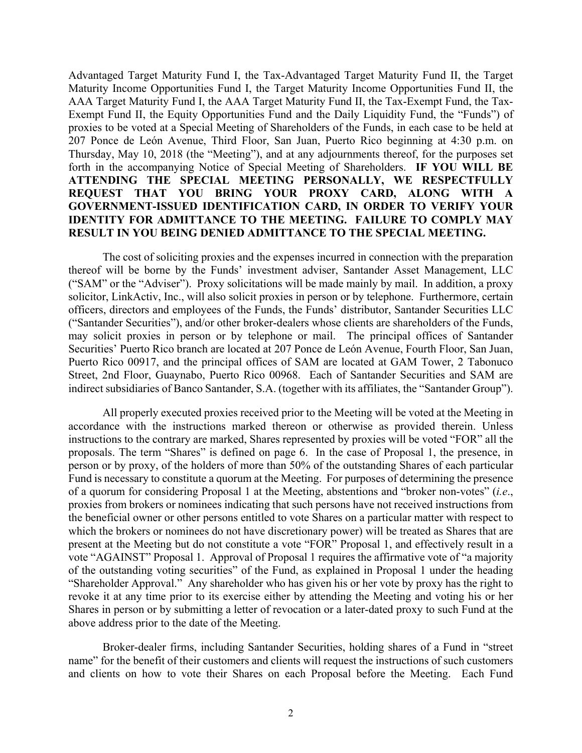Advantaged Target Maturity Fund I, the Tax-Advantaged Target Maturity Fund II, the Target Maturity Income Opportunities Fund I, the Target Maturity Income Opportunities Fund II, the AAA Target Maturity Fund I, the AAA Target Maturity Fund II, the Tax-Exempt Fund, the Tax-Exempt Fund II, the Equity Opportunities Fund and the Daily Liquidity Fund, the "Funds") of proxies to be voted at a Special Meeting of Shareholders of the Funds, in each case to be held at 207 Ponce de León Avenue, Third Floor, San Juan, Puerto Rico beginning at 4:30 p.m. on Thursday, May 10, 2018 (the "Meeting"), and at any adjournments thereof, for the purposes set forth in the accompanying Notice of Special Meeting of Shareholders. **IF YOU WILL BE ATTENDING THE SPECIAL MEETING PERSONALLY, WE RESPECTFULLY REQUEST THAT YOU BRING YOUR PROXY CARD, ALONG WITH A GOVERNMENT-ISSUED IDENTIFICATION CARD, IN ORDER TO VERIFY YOUR IDENTITY FOR ADMITTANCE TO THE MEETING. FAILURE TO COMPLY MAY RESULT IN YOU BEING DENIED ADMITTANCE TO THE SPECIAL MEETING.**

The cost of soliciting proxies and the expenses incurred in connection with the preparation thereof will be borne by the Funds' investment adviser, Santander Asset Management, LLC ("SAM" or the "Adviser"). Proxy solicitations will be made mainly by mail. In addition, a proxy solicitor, LinkActiv, Inc., will also solicit proxies in person or by telephone. Furthermore, certain officers, directors and employees of the Funds, the Funds' distributor, Santander Securities LLC ("Santander Securities"), and/or other broker-dealers whose clients are shareholders of the Funds, may solicit proxies in person or by telephone or mail. The principal offices of Santander Securities' Puerto Rico branch are located at 207 Ponce de León Avenue, Fourth Floor, San Juan, Puerto Rico 00917, and the principal offices of SAM are located at GAM Tower, 2 Tabonuco Street, 2nd Floor, Guaynabo, Puerto Rico 00968. Each of Santander Securities and SAM are indirect subsidiaries of Banco Santander, S.A. (together with its affiliates, the "Santander Group").

All properly executed proxies received prior to the Meeting will be voted at the Meeting in accordance with the instructions marked thereon or otherwise as provided therein. Unless instructions to the contrary are marked, Shares represented by proxies will be voted "FOR" all the proposals. The term "Shares" is defined on page 6. In the case of Proposal 1, the presence, in person or by proxy, of the holders of more than 50% of the outstanding Shares of each particular Fund is necessary to constitute a quorum at the Meeting. For purposes of determining the presence of a quorum for considering Proposal 1 at the Meeting, abstentions and "broker non-votes" (*i.e*., proxies from brokers or nominees indicating that such persons have not received instructions from the beneficial owner or other persons entitled to vote Shares on a particular matter with respect to which the brokers or nominees do not have discretionary power) will be treated as Shares that are present at the Meeting but do not constitute a vote "FOR" Proposal 1, and effectively result in a vote "AGAINST" Proposal 1. Approval of Proposal 1 requires the affirmative vote of "a majority of the outstanding voting securities" of the Fund, as explained in Proposal 1 under the heading "Shareholder Approval." Any shareholder who has given his or her vote by proxy has the right to revoke it at any time prior to its exercise either by attending the Meeting and voting his or her Shares in person or by submitting a letter of revocation or a later-dated proxy to such Fund at the above address prior to the date of the Meeting.

Broker-dealer firms, including Santander Securities, holding shares of a Fund in "street name" for the benefit of their customers and clients will request the instructions of such customers and clients on how to vote their Shares on each Proposal before the Meeting. Each Fund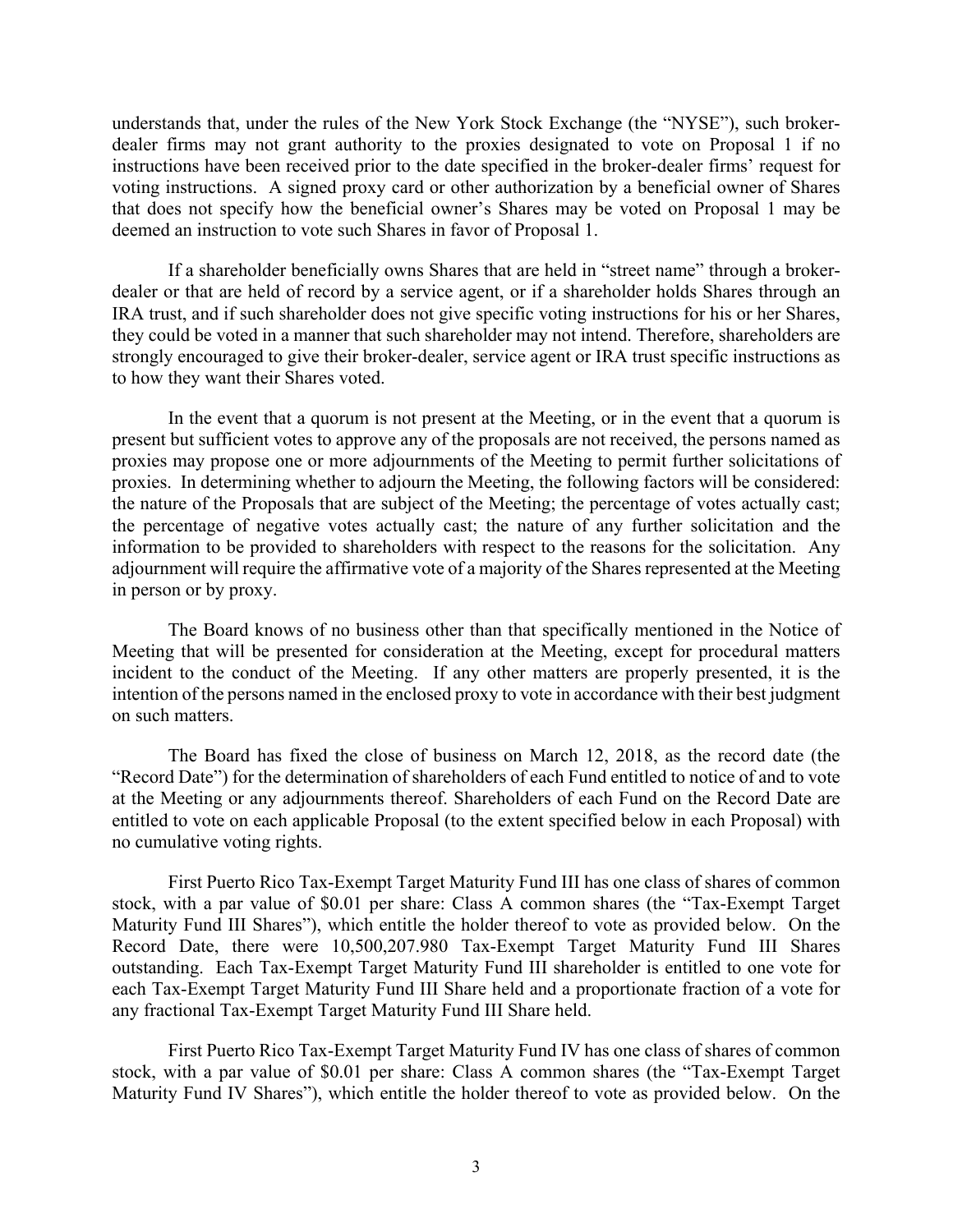understands that, under the rules of the New York Stock Exchange (the "NYSE"), such broker-dealer firms may not grant authority to the proxies designated to vote on Proposal 1 if no instructions have been received prior to the date specified in the broker-dealer firms' request for voting instructions. A signed proxy card or other authorization by a beneficial owner of Shares that does not specify how the beneficial owner's Shares may be voted on Proposal 1 may be deemed an instruction to vote such Shares in favor of Proposal 1.

If a shareholder beneficially owns Shares that are held in "street name" through a broker-dealer or that are held of record by a service agent, or if a shareholder holds Shares through an IRA trust, and if such shareholder does not give specific voting instructions for his or her Shares, they could be voted in a manner that such shareholder may not intend. Therefore, shareholders are strongly encouraged to give their broker-dealer, service agent or IRA trust specific instructions as to how they want their Shares voted.

In the event that a quorum is not present at the Meeting, or in the event that a quorum is present but sufficient votes to approve any of the proposals are not received, the persons named as proxies may propose one or more adjournments of the Meeting to permit further solicitations of proxies. In determining whether to adjourn the Meeting, the following factors will be considered: the nature of the Proposals that are subject of the Meeting; the percentage of votes actually cast; the percentage of negative votes actually cast; the nature of any further solicitation and the information to be provided to shareholders with respect to the reasons for the solicitation. Any adjournment will require the affirmative vote of a majority of the Shares represented at the Meeting in person or by proxy.

The Board knows of no business other than that specifically mentioned in the Notice of Meeting that will be presented for consideration at the Meeting, except for procedural matters incident to the conduct of the Meeting. If any other matters are properly presented, it is the intention of the persons named in the enclosed proxy to vote in accordance with their best judgment on such matters.

The Board has fixed the close of business on March 12, 2018, as the record date (the "Record Date") for the determination of shareholders of each Fund entitled to notice of and to vote at the Meeting or any adjournments thereof. Shareholders of each Fund on the Record Date are entitled to vote on each applicable Proposal (to the extent specified below in each Proposal) with no cumulative voting rights.

First Puerto Rico Tax-Exempt Target Maturity Fund III has one class of shares of common stock, with a par value of $0.01 per share: Class A common shares (the "Tax-Exempt Target Maturity Fund III Shares"), which entitle the holder thereof to vote as provided below. On the Record Date, there were 10,500,207.980 Tax-Exempt Target Maturity Fund III Shares outstanding. Each Tax-Exempt Target Maturity Fund III shareholder is entitled to one vote for each Tax-Exempt Target Maturity Fund III Share held and a proportionate fraction of a vote for any fractional Tax-Exempt Target Maturity Fund III Share held.

First Puerto Rico Tax-Exempt Target Maturity Fund IV has one class of shares of common stock, with a par value of $0.01 per share: Class A common shares (the "Tax-Exempt Target Maturity Fund IV Shares"), which entitle the holder thereof to vote as provided below. On the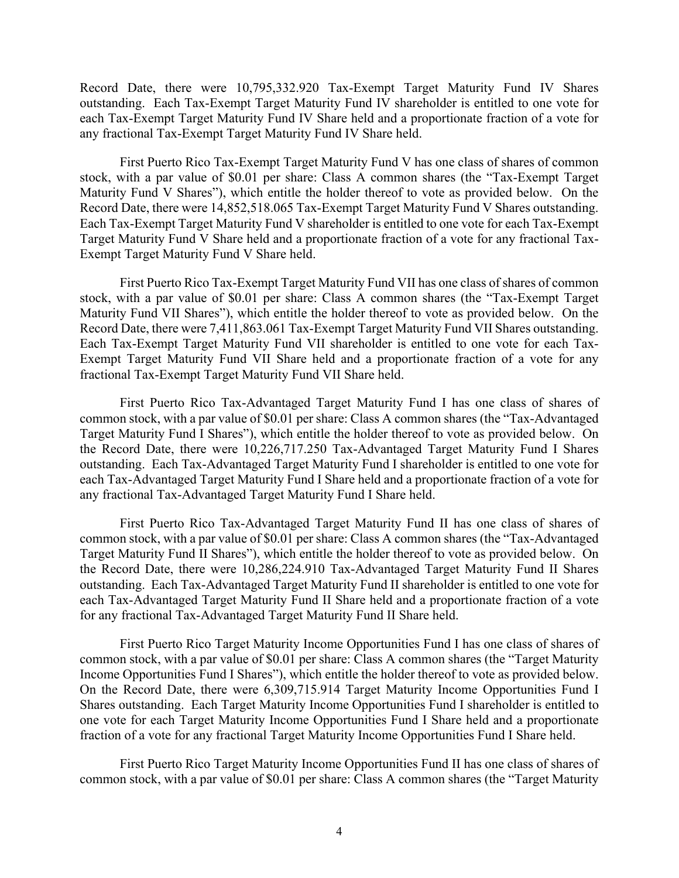Record Date, there were 10,795,332.920 Tax-Exempt Target Maturity Fund IV Shares outstanding. Each Tax-Exempt Target Maturity Fund IV shareholder is entitled to one vote for each Tax-Exempt Target Maturity Fund IV Share held and a proportionate fraction of a vote for any fractional Tax-Exempt Target Maturity Fund IV Share held.

First Puerto Rico Tax-Exempt Target Maturity Fund V has one class of shares of common stock, with a par value of $0.01 per share: Class A common shares (the "Tax-Exempt Target Maturity Fund V Shares"), which entitle the holder thereof to vote as provided below. On the Record Date, there were 14,852,518.065 Tax-Exempt Target Maturity Fund V Shares outstanding. Each Tax-Exempt Target Maturity Fund V shareholder is entitled to one vote for each Tax-Exempt Target Maturity Fund V Share held and a proportionate fraction of a vote for any fractional Tax-Exempt Target Maturity Fund V Share held.

First Puerto Rico Tax-Exempt Target Maturity Fund VII has one class of shares of common stock, with a par value of $0.01 per share: Class A common shares (the "Tax-Exempt Target Maturity Fund VII Shares"), which entitle the holder thereof to vote as provided below. On the Record Date, there were 7,411,863.061 Tax-Exempt Target Maturity Fund VII Shares outstanding. Each Tax-Exempt Target Maturity Fund VII shareholder is entitled to one vote for each Tax-Exempt Target Maturity Fund VII Share held and a proportionate fraction of a vote for any fractional Tax-Exempt Target Maturity Fund VII Share held.

First Puerto Rico Tax-Advantaged Target Maturity Fund I has one class of shares of common stock, with a par value of $0.01 per share: Class A common shares (the "Tax-Advantaged Target Maturity Fund I Shares"), which entitle the holder thereof to vote as provided below. On the Record Date, there were 10,226,717.250 Tax-Advantaged Target Maturity Fund I Shares outstanding. Each Tax-Advantaged Target Maturity Fund I shareholder is entitled to one vote for each Tax-Advantaged Target Maturity Fund I Share held and a proportionate fraction of a vote for any fractional Tax-Advantaged Target Maturity Fund I Share held.

First Puerto Rico Tax-Advantaged Target Maturity Fund II has one class of shares of common stock, with a par value of $0.01 per share: Class A common shares (the "Tax-Advantaged Target Maturity Fund II Shares"), which entitle the holder thereof to vote as provided below. On the Record Date, there were 10,286,224.910 Tax-Advantaged Target Maturity Fund II Shares outstanding. Each Tax-Advantaged Target Maturity Fund II shareholder is entitled to one vote for each Tax-Advantaged Target Maturity Fund II Share held and a proportionate fraction of a vote for any fractional Tax-Advantaged Target Maturity Fund II Share held.

First Puerto Rico Target Maturity Income Opportunities Fund I has one class of shares of common stock, with a par value of $0.01 per share: Class A common shares (the "Target Maturity Income Opportunities Fund I Shares"), which entitle the holder thereof to vote as provided below. On the Record Date, there were 6,309,715.914 Target Maturity Income Opportunities Fund I Shares outstanding. Each Target Maturity Income Opportunities Fund I shareholder is entitled to one vote for each Target Maturity Income Opportunities Fund I Share held and a proportionate fraction of a vote for any fractional Target Maturity Income Opportunities Fund I Share held.

First Puerto Rico Target Maturity Income Opportunities Fund II has one class of shares of common stock, with a par value of $0.01 per share: Class A common shares (the "Target Maturity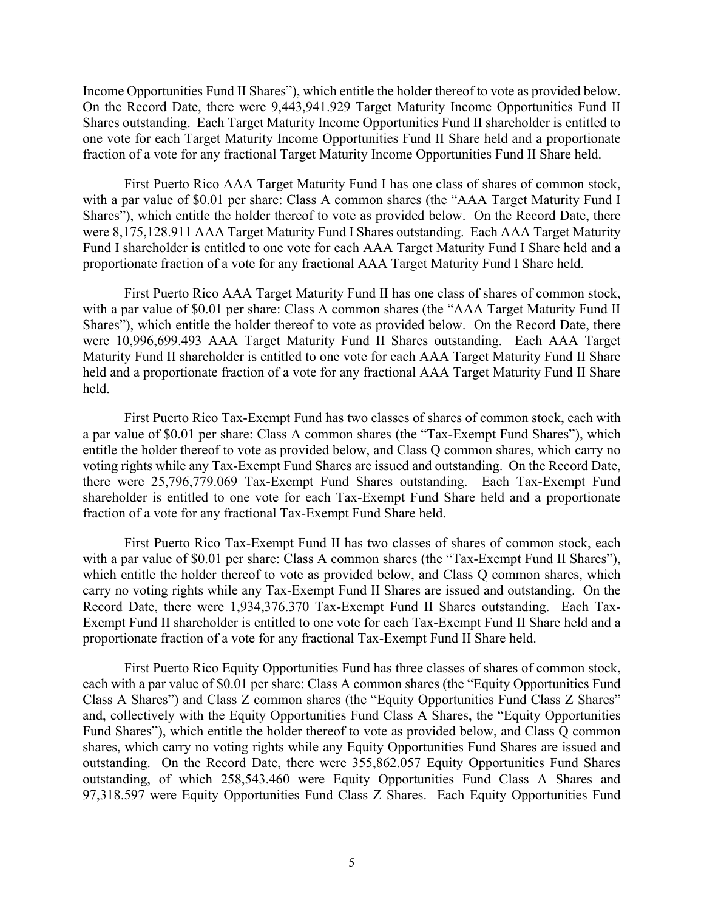Income Opportunities Fund II Shares"), which entitle the holder thereof to vote as provided below. On the Record Date, there were 9,443,941.929 Target Maturity Income Opportunities Fund II Shares outstanding. Each Target Maturity Income Opportunities Fund II shareholder is entitled to one vote for each Target Maturity Income Opportunities Fund II Share held and a proportionate fraction of a vote for any fractional Target Maturity Income Opportunities Fund II Share held.

First Puerto Rico AAA Target Maturity Fund I has one class of shares of common stock, with a par value of $0.01 per share: Class A common shares (the "AAA Target Maturity Fund I Shares"), which entitle the holder thereof to vote as provided below. On the Record Date, there were 8,175,128.911 AAA Target Maturity Fund I Shares outstanding. Each AAA Target Maturity Fund I shareholder is entitled to one vote for each AAA Target Maturity Fund I Share held and a proportionate fraction of a vote for any fractional AAA Target Maturity Fund I Share held.

First Puerto Rico AAA Target Maturity Fund II has one class of shares of common stock, with a par value of $0.01 per share: Class A common shares (the "AAA Target Maturity Fund II Shares"), which entitle the holder thereof to vote as provided below. On the Record Date, there were 10,996,699.493 AAA Target Maturity Fund II Shares outstanding. Each AAA Target Maturity Fund II shareholder is entitled to one vote for each AAA Target Maturity Fund II Share held and a proportionate fraction of a vote for any fractional AAA Target Maturity Fund II Share held.

First Puerto Rico Tax-Exempt Fund has two classes of shares of common stock, each with a par value of $0.01 per share: Class A common shares (the "Tax-Exempt Fund Shares"), which entitle the holder thereof to vote as provided below, and Class Q common shares, which carry no voting rights while any Tax-Exempt Fund Shares are issued and outstanding. On the Record Date, there were 25,796,779.069 Tax-Exempt Fund Shares outstanding. Each Tax-Exempt Fund shareholder is entitled to one vote for each Tax-Exempt Fund Share held and a proportionate fraction of a vote for any fractional Tax-Exempt Fund Share held.

First Puerto Rico Tax-Exempt Fund II has two classes of shares of common stock, each with a par value of $0.01 per share: Class A common shares (the "Tax-Exempt Fund II Shares"), which entitle the holder thereof to vote as provided below, and Class Q common shares, which carry no voting rights while any Tax-Exempt Fund II Shares are issued and outstanding. On the Record Date, there were 1,934,376.370 Tax-Exempt Fund II Shares outstanding. Each Tax-Exempt Fund II shareholder is entitled to one vote for each Tax-Exempt Fund II Share held and a proportionate fraction of a vote for any fractional Tax-Exempt Fund II Share held.

First Puerto Rico Equity Opportunities Fund has three classes of shares of common stock, each with a par value of $0.01 per share: Class A common shares (the "Equity Opportunities Fund Class A Shares") and Class Z common shares (the "Equity Opportunities Fund Class Z Shares" and, collectively with the Equity Opportunities Fund Class A Shares, the "Equity Opportunities Fund Shares"), which entitle the holder thereof to vote as provided below, and Class Q common shares, which carry no voting rights while any Equity Opportunities Fund Shares are issued and outstanding. On the Record Date, there were 355,862.057 Equity Opportunities Fund Shares outstanding, of which 258,543.460 were Equity Opportunities Fund Class A Shares and 97,318.597 were Equity Opportunities Fund Class Z Shares. Each Equity Opportunities Fund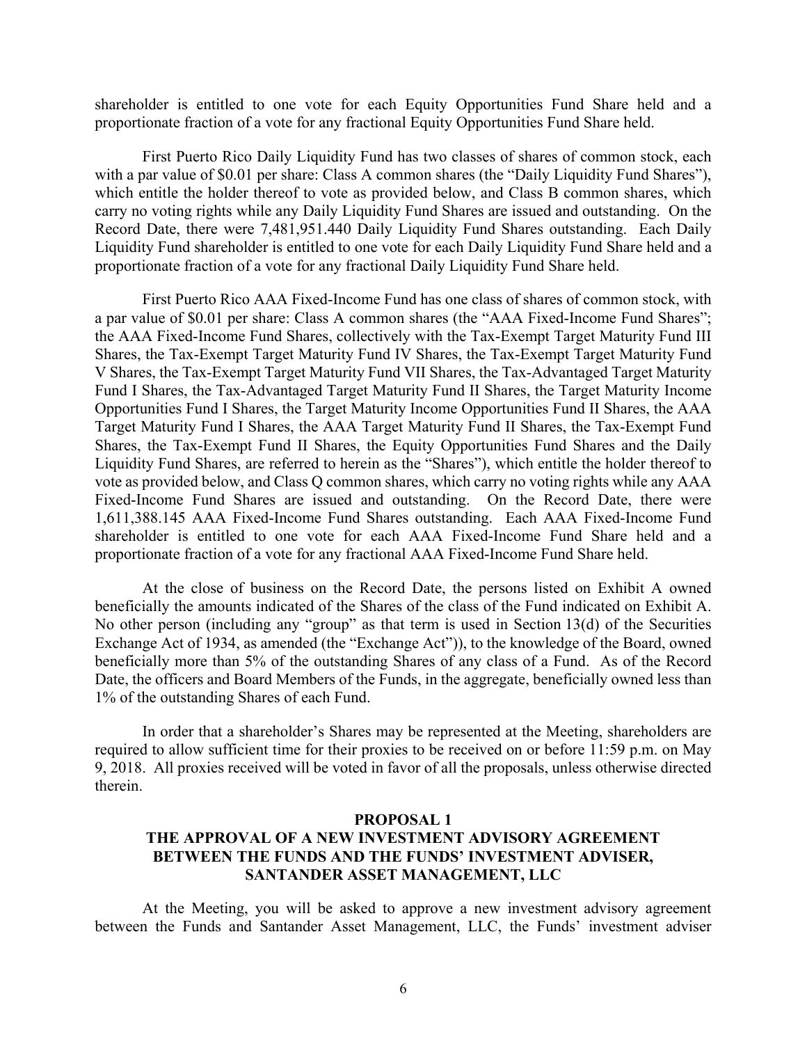shareholder is entitled to one vote for each Equity Opportunities Fund Share held and a proportionate fraction of a vote for any fractional Equity Opportunities Fund Share held.

First Puerto Rico Daily Liquidity Fund has two classes of shares of common stock, each with a par value of $0.01 per share: Class A common shares (the "Daily Liquidity Fund Shares"), which entitle the holder thereof to vote as provided below, and Class B common shares, which carry no voting rights while any Daily Liquidity Fund Shares are issued and outstanding. On the Record Date, there were 7,481,951.440 Daily Liquidity Fund Shares outstanding. Each Daily Liquidity Fund shareholder is entitled to one vote for each Daily Liquidity Fund Share held and a proportionate fraction of a vote for any fractional Daily Liquidity Fund Share held.

First Puerto Rico AAA Fixed-Income Fund has one class of shares of common stock, with a par value of $0.01 per share: Class A common shares (the "AAA Fixed-Income Fund Shares"; the AAA Fixed-Income Fund Shares, collectively with the Tax-Exempt Target Maturity Fund III Shares, the Tax-Exempt Target Maturity Fund IV Shares, the Tax-Exempt Target Maturity Fund V Shares, the Tax-Exempt Target Maturity Fund VII Shares, the Tax-Advantaged Target Maturity Fund I Shares, the Tax-Advantaged Target Maturity Fund II Shares, the Target Maturity Income Opportunities Fund I Shares, the Target Maturity Income Opportunities Fund II Shares, the AAA Target Maturity Fund I Shares, the AAA Target Maturity Fund II Shares, the Tax-Exempt Fund Shares, the Tax-Exempt Fund II Shares, the Equity Opportunities Fund Shares and the Daily Liquidity Fund Shares, are referred to herein as the "Shares"), which entitle the holder thereof to vote as provided below, and Class Q common shares, which carry no voting rights while any AAA Fixed-Income Fund Shares are issued and outstanding. On the Record Date, there were 1,611,388.145 AAA Fixed-Income Fund Shares outstanding. Each AAA Fixed-Income Fund shareholder is entitled to one vote for each AAA Fixed-Income Fund Share held and a proportionate fraction of a vote for any fractional AAA Fixed-Income Fund Share held.

At the close of business on the Record Date, the persons listed on Exhibit A owned beneficially the amounts indicated of the Shares of the class of the Fund indicated on Exhibit A. No other person (including any "group" as that term is used in Section 13(d) of the Securities Exchange Act of 1934, as amended (the "Exchange Act")), to the knowledge of the Board, owned beneficially more than 5% of the outstanding Shares of any class of a Fund. As of the Record Date, the officers and Board Members of the Funds, in the aggregate, beneficially owned less than 1% of the outstanding Shares of each Fund.

In order that a shareholder's Shares may be represented at the Meeting, shareholders are required to allow sufficient time for their proxies to be received on or before 11:59 p.m. on May 9, 2018. All proxies received will be voted in favor of all the proposals, unless otherwise directed therein.

## PROPOSAL 1
## THE APPROVAL OF A NEW INVESTMENT ADVISORY AGREEMENT BETWEEN THE FUNDS AND THE FUNDS' INVESTMENT ADVISER, SANTANDER ASSET MANAGEMENT, LLC

At the Meeting, you will be asked to approve a new investment advisory agreement between the Funds and Santander Asset Management, LLC, the Funds' investment adviser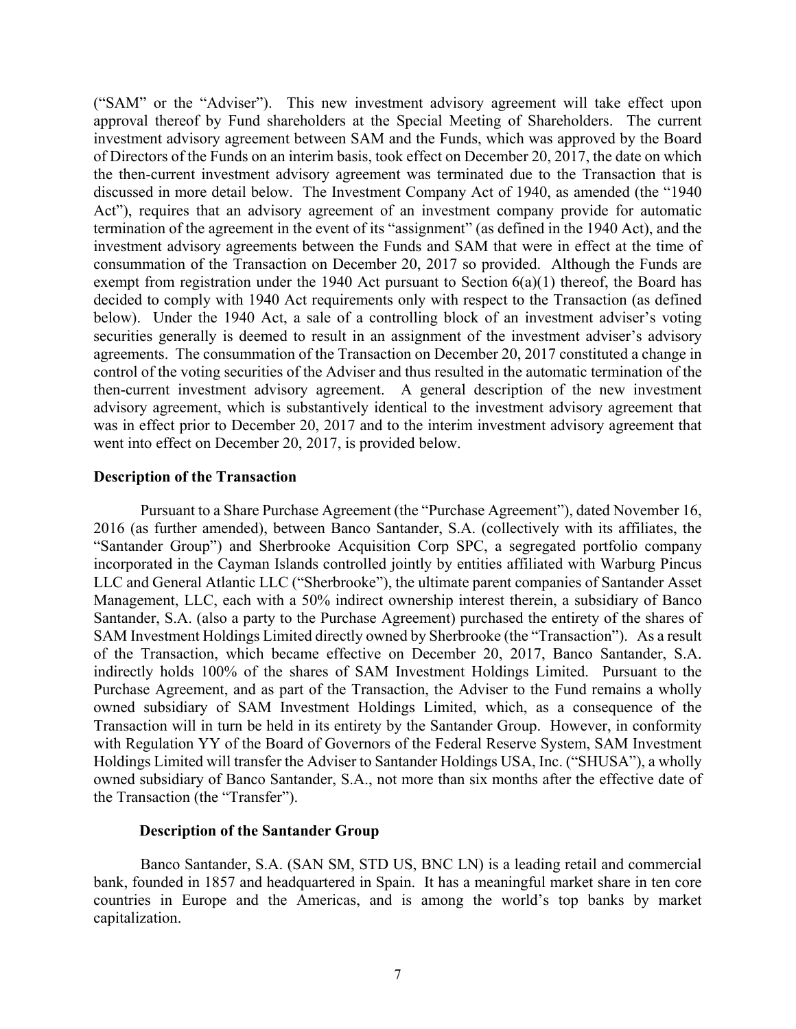("SAM" or the "Adviser"). This new investment advisory agreement will take effect upon approval thereof by Fund shareholders at the Special Meeting of Shareholders. The current investment advisory agreement between SAM and the Funds, which was approved by the Board of Directors of the Funds on an interim basis, took effect on December 20, 2017, the date on which the then-current investment advisory agreement was terminated due to the Transaction that is discussed in more detail below. The Investment Company Act of 1940, as amended (the "1940 Act"), requires that an advisory agreement of an investment company provide for automatic termination of the agreement in the event of its "assignment" (as defined in the 1940 Act), and the investment advisory agreements between the Funds and SAM that were in effect at the time of consummation of the Transaction on December 20, 2017 so provided. Although the Funds are exempt from registration under the 1940 Act pursuant to Section 6(a)(1) thereof, the Board has decided to comply with 1940 Act requirements only with respect to the Transaction (as defined below). Under the 1940 Act, a sale of a controlling block of an investment adviser's voting securities generally is deemed to result in an assignment of the investment adviser's advisory agreements. The consummation of the Transaction on December 20, 2017 constituted a change in control of the voting securities of the Adviser and thus resulted in the automatic termination of the then-current investment advisory agreement. A general description of the new investment advisory agreement, which is substantively identical to the investment advisory agreement that was in effect prior to December 20, 2017 and to the interim investment advisory agreement that went into effect on December 20, 2017, is provided below.

**Description of the Transaction**

Pursuant to a Share Purchase Agreement (the "Purchase Agreement"), dated November 16, 2016 (as further amended), between Banco Santander, S.A. (collectively with its affiliates, the "Santander Group") and Sherbrooke Acquisition Corp SPC, a segregated portfolio company incorporated in the Cayman Islands controlled jointly by entities affiliated with Warburg Pincus LLC and General Atlantic LLC ("Sherbrooke"), the ultimate parent companies of Santander Asset Management, LLC, each with a 50% indirect ownership interest therein, a subsidiary of Banco Santander, S.A. (also a party to the Purchase Agreement) purchased the entirety of the shares of SAM Investment Holdings Limited directly owned by Sherbrooke (the "Transaction"). As a result of the Transaction, which became effective on December 20, 2017, Banco Santander, S.A. indirectly holds 100% of the shares of SAM Investment Holdings Limited. Pursuant to the Purchase Agreement, and as part of the Transaction, the Adviser to the Fund remains a wholly owned subsidiary of SAM Investment Holdings Limited, which, as a consequence of the Transaction will in turn be held in its entirety by the Santander Group. However, in conformity with Regulation YY of the Board of Governors of the Federal Reserve System, SAM Investment Holdings Limited will transfer the Adviser to Santander Holdings USA, Inc. ("SHUSA"), a wholly owned subsidiary of Banco Santander, S.A., not more than six months after the effective date of the Transaction (the "Transfer").

**Description of the Santander Group**

Banco Santander, S.A. (SAN SM, STD US, BNC LN) is a leading retail and commercial bank, founded in 1857 and headquartered in Spain. It has a meaningful market share in ten core countries in Europe and the Americas, and is among the world's top banks by market capitalization.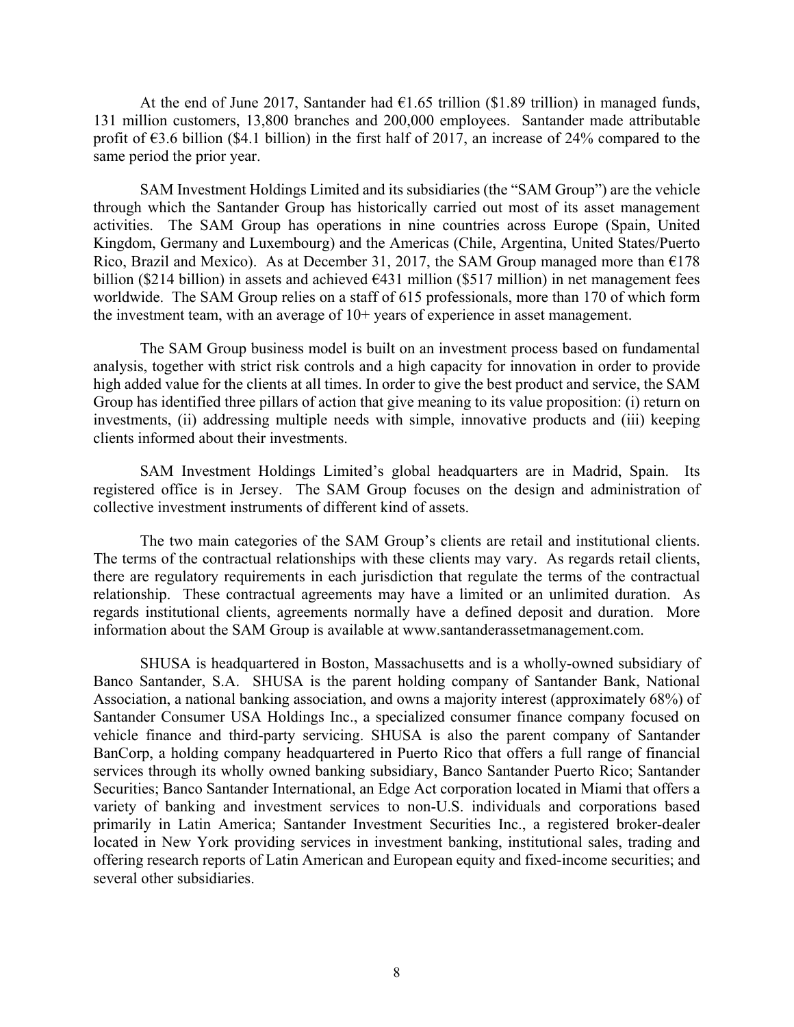At the end of June 2017, Santander had €1.65 trillion ($1.89 trillion) in managed funds, 131 million customers, 13,800 branches and 200,000 employees. Santander made attributable profit of €3.6 billion ($4.1 billion) in the first half of 2017, an increase of 24% compared to the same period the prior year.

SAM Investment Holdings Limited and its subsidiaries (the "SAM Group") are the vehicle through which the Santander Group has historically carried out most of its asset management activities. The SAM Group has operations in nine countries across Europe (Spain, United Kingdom, Germany and Luxembourg) and the Americas (Chile, Argentina, United States/Puerto Rico, Brazil and Mexico). As at December 31, 2017, the SAM Group managed more than €178 billion ($214 billion) in assets and achieved €431 million ($517 million) in net management fees worldwide. The SAM Group relies on a staff of 615 professionals, more than 170 of which form the investment team, with an average of 10+ years of experience in asset management.

The SAM Group business model is built on an investment process based on fundamental analysis, together with strict risk controls and a high capacity for innovation in order to provide high added value for the clients at all times. In order to give the best product and service, the SAM Group has identified three pillars of action that give meaning to its value proposition: (i) return on investments, (ii) addressing multiple needs with simple, innovative products and (iii) keeping clients informed about their investments.

SAM Investment Holdings Limited's global headquarters are in Madrid, Spain. Its registered office is in Jersey. The SAM Group focuses on the design and administration of collective investment instruments of different kind of assets.

The two main categories of the SAM Group's clients are retail and institutional clients. The terms of the contractual relationships with these clients may vary. As regards retail clients, there are regulatory requirements in each jurisdiction that regulate the terms of the contractual relationship. These contractual agreements may have a limited or an unlimited duration. As regards institutional clients, agreements normally have a defined deposit and duration. More information about the SAM Group is available at www.santanderassetmanagement.com.

SHUSA is headquartered in Boston, Massachusetts and is a wholly-owned subsidiary of Banco Santander, S.A. SHUSA is the parent holding company of Santander Bank, National Association, a national banking association, and owns a majority interest (approximately 68%) of Santander Consumer USA Holdings Inc., a specialized consumer finance company focused on vehicle finance and third-party servicing. SHUSA is also the parent company of Santander BanCorp, a holding company headquartered in Puerto Rico that offers a full range of financial services through its wholly owned banking subsidiary, Banco Santander Puerto Rico; Santander Securities; Banco Santander International, an Edge Act corporation located in Miami that offers a variety of banking and investment services to non-U.S. individuals and corporations based primarily in Latin America; Santander Investment Securities Inc., a registered broker-dealer located in New York providing services in investment banking, institutional sales, trading and offering research reports of Latin American and European equity and fixed-income securities; and several other subsidiaries.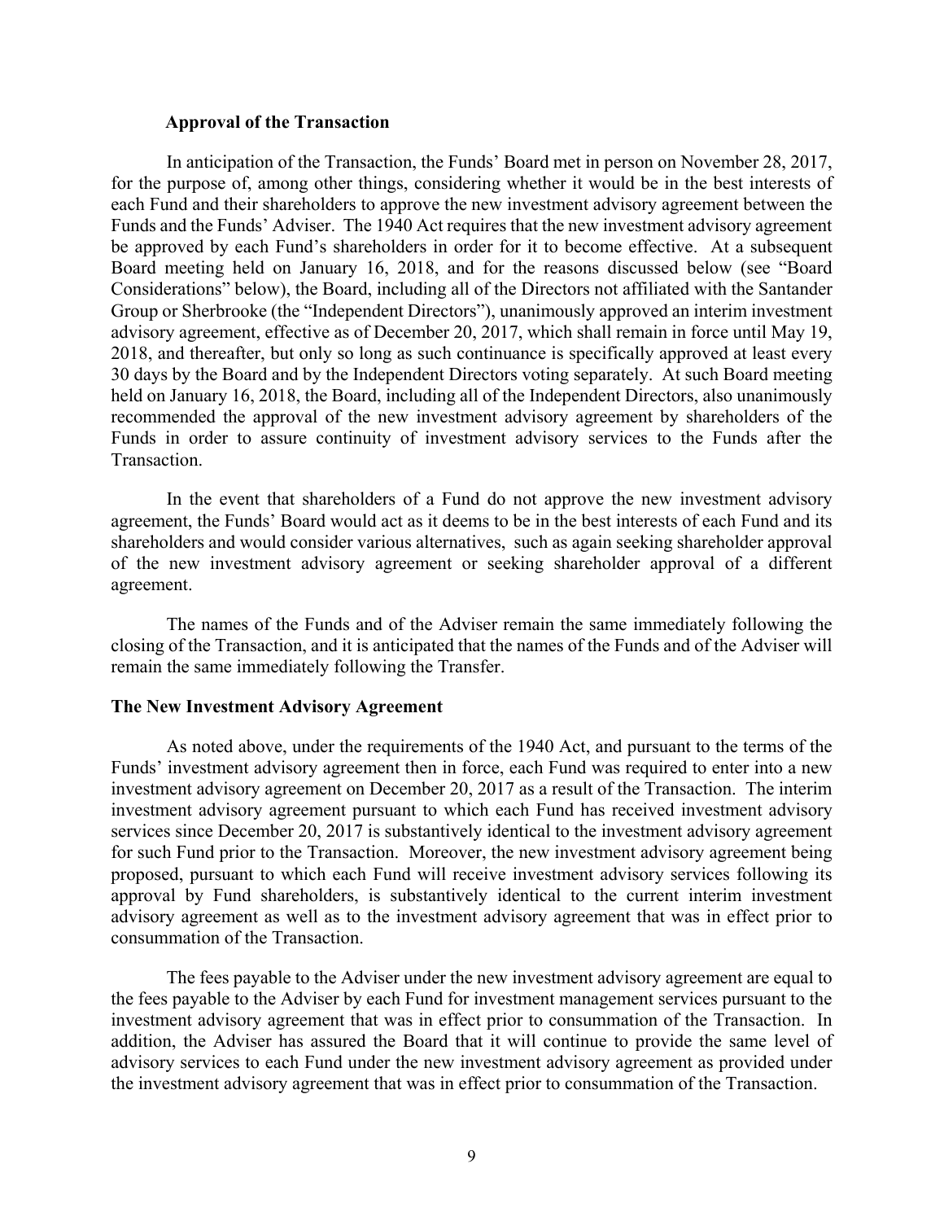### Approval of the Transaction

In anticipation of the Transaction, the Funds' Board met in person on November 28, 2017, for the purpose of, among other things, considering whether it would be in the best interests of each Fund and their shareholders to approve the new investment advisory agreement between the Funds and the Funds' Adviser. The 1940 Act requires that the new investment advisory agreement be approved by each Fund's shareholders in order for it to become effective. At a subsequent Board meeting held on January 16, 2018, and for the reasons discussed below (see "Board Considerations" below), the Board, including all of the Directors not affiliated with the Santander Group or Sherbrooke (the "Independent Directors"), unanimously approved an interim investment advisory agreement, effective as of December 20, 2017, which shall remain in force until May 19, 2018, and thereafter, but only so long as such continuance is specifically approved at least every 30 days by the Board and by the Independent Directors voting separately. At such Board meeting held on January 16, 2018, the Board, including all of the Independent Directors, also unanimously recommended the approval of the new investment advisory agreement by shareholders of the Funds in order to assure continuity of investment advisory services to the Funds after the Transaction.

In the event that shareholders of a Fund do not approve the new investment advisory agreement, the Funds' Board would act as it deems to be in the best interests of each Fund and its shareholders and would consider various alternatives, such as again seeking shareholder approval of the new investment advisory agreement or seeking shareholder approval of a different agreement.

The names of the Funds and of the Adviser remain the same immediately following the closing of the Transaction, and it is anticipated that the names of the Funds and of the Adviser will remain the same immediately following the Transfer.

### The New Investment Advisory Agreement

As noted above, under the requirements of the 1940 Act, and pursuant to the terms of the Funds' investment advisory agreement then in force, each Fund was required to enter into a new investment advisory agreement on December 20, 2017 as a result of the Transaction. The interim investment advisory agreement pursuant to which each Fund has received investment advisory services since December 20, 2017 is substantively identical to the investment advisory agreement for such Fund prior to the Transaction. Moreover, the new investment advisory agreement being proposed, pursuant to which each Fund will receive investment advisory services following its approval by Fund shareholders, is substantively identical to the current interim investment advisory agreement as well as to the investment advisory agreement that was in effect prior to consummation of the Transaction.

The fees payable to the Adviser under the new investment advisory agreement are equal to the fees payable to the Adviser by each Fund for investment management services pursuant to the investment advisory agreement that was in effect prior to consummation of the Transaction. In addition, the Adviser has assured the Board that it will continue to provide the same level of advisory services to each Fund under the new investment advisory agreement as provided under the investment advisory agreement that was in effect prior to consummation of the Transaction.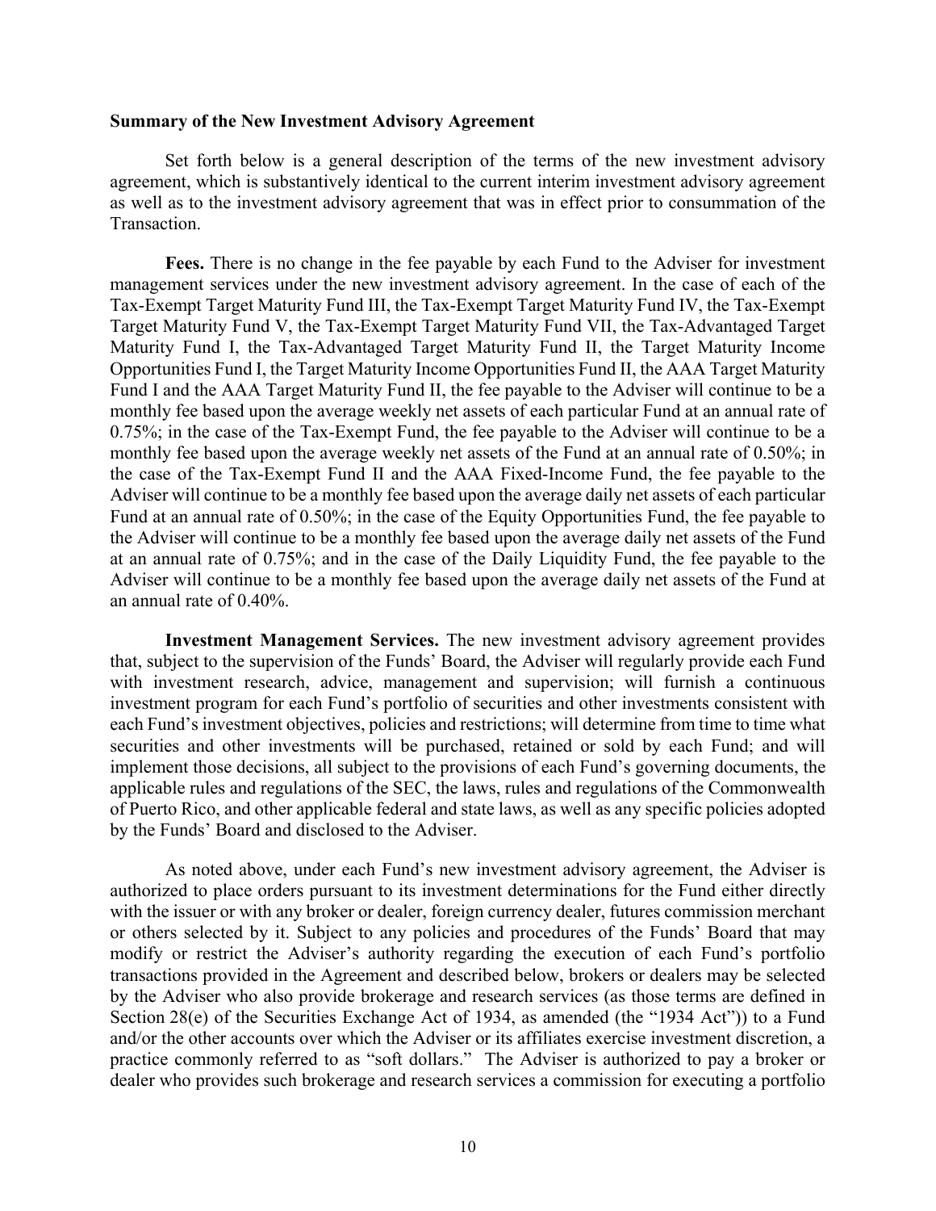**Summary of the New Investment Advisory Agreement**

Set forth below is a general description of the terms of the new investment advisory agreement, which is substantively identical to the current interim investment advisory agreement as well as to the investment advisory agreement that was in effect prior to consummation of the Transaction.

**Fees.** There is no change in the fee payable by each Fund to the Adviser for investment management services under the new investment advisory agreement. In the case of each of the Tax-Exempt Target Maturity Fund III, the Tax-Exempt Target Maturity Fund IV, the Tax-Exempt Target Maturity Fund V, the Tax-Exempt Target Maturity Fund VII, the Tax-Advantaged Target Maturity Fund I, the Tax-Advantaged Target Maturity Fund II, the Target Maturity Income Opportunities Fund I, the Target Maturity Income Opportunities Fund II, the AAA Target Maturity Fund I and the AAA Target Maturity Fund II, the fee payable to the Adviser will continue to be a monthly fee based upon the average weekly net assets of each particular Fund at an annual rate of 0.75%; in the case of the Tax-Exempt Fund, the fee payable to the Adviser will continue to be a monthly fee based upon the average weekly net assets of the Fund at an annual rate of 0.50%; in the case of the Tax-Exempt Fund II and the AAA Fixed-Income Fund, the fee payable to the Adviser will continue to be a monthly fee based upon the average daily net assets of each particular Fund at an annual rate of 0.50%; in the case of the Equity Opportunities Fund, the fee payable to the Adviser will continue to be a monthly fee based upon the average daily net assets of the Fund at an annual rate of 0.75%; and in the case of the Daily Liquidity Fund, the fee payable to the Adviser will continue to be a monthly fee based upon the average daily net assets of the Fund at an annual rate of 0.40%.

**Investment Management Services.** The new investment advisory agreement provides that, subject to the supervision of the Funds' Board, the Adviser will regularly provide each Fund with investment research, advice, management and supervision; will furnish a continuous investment program for each Fund's portfolio of securities and other investments consistent with each Fund's investment objectives, policies and restrictions; will determine from time to time what securities and other investments will be purchased, retained or sold by each Fund; and will implement those decisions, all subject to the provisions of each Fund's governing documents, the applicable rules and regulations of the SEC, the laws, rules and regulations of the Commonwealth of Puerto Rico, and other applicable federal and state laws, as well as any specific policies adopted by the Funds' Board and disclosed to the Adviser.

As noted above, under each Fund's new investment advisory agreement, the Adviser is authorized to place orders pursuant to its investment determinations for the Fund either directly with the issuer or with any broker or dealer, foreign currency dealer, futures commission merchant or others selected by it. Subject to any policies and procedures of the Funds' Board that may modify or restrict the Adviser's authority regarding the execution of each Fund's portfolio transactions provided in the Agreement and described below, brokers or dealers may be selected by the Adviser who also provide brokerage and research services (as those terms are defined in Section 28(e) of the Securities Exchange Act of 1934, as amended (the "1934 Act")) to a Fund and/or the other accounts over which the Adviser or its affiliates exercise investment discretion, a practice commonly referred to as "soft dollars." The Adviser is authorized to pay a broker or dealer who provides such brokerage and research services a commission for executing a portfolio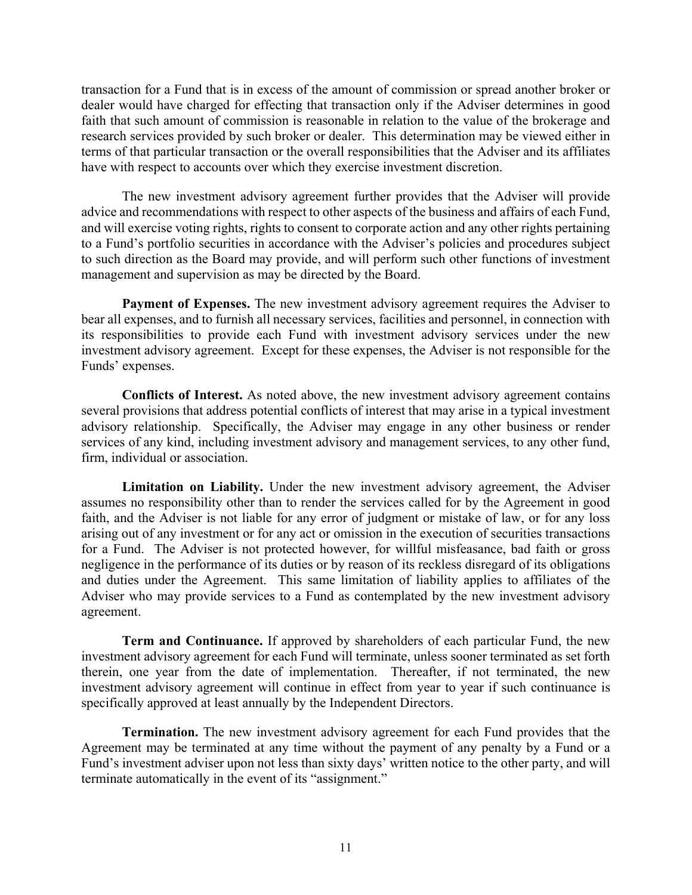transaction for a Fund that is in excess of the amount of commission or spread another broker or dealer would have charged for effecting that transaction only if the Adviser determines in good faith that such amount of commission is reasonable in relation to the value of the brokerage and research services provided by such broker or dealer. This determination may be viewed either in terms of that particular transaction or the overall responsibilities that the Adviser and its affiliates have with respect to accounts over which they exercise investment discretion.

The new investment advisory agreement further provides that the Adviser will provide advice and recommendations with respect to other aspects of the business and affairs of each Fund, and will exercise voting rights, rights to consent to corporate action and any other rights pertaining to a Fund's portfolio securities in accordance with the Adviser's policies and procedures subject to such direction as the Board may provide, and will perform such other functions of investment management and supervision as may be directed by the Board.

**Payment of Expenses.** The new investment advisory agreement requires the Adviser to bear all expenses, and to furnish all necessary services, facilities and personnel, in connection with its responsibilities to provide each Fund with investment advisory services under the new investment advisory agreement. Except for these expenses, the Adviser is not responsible for the Funds' expenses.

**Conflicts of Interest.** As noted above, the new investment advisory agreement contains several provisions that address potential conflicts of interest that may arise in a typical investment advisory relationship. Specifically, the Adviser may engage in any other business or render services of any kind, including investment advisory and management services, to any other fund, firm, individual or association.

**Limitation on Liability.** Under the new investment advisory agreement, the Adviser assumes no responsibility other than to render the services called for by the Agreement in good faith, and the Adviser is not liable for any error of judgment or mistake of law, or for any loss arising out of any investment or for any act or omission in the execution of securities transactions for a Fund. The Adviser is not protected however, for willful misfeasance, bad faith or gross negligence in the performance of its duties or by reason of its reckless disregard of its obligations and duties under the Agreement. This same limitation of liability applies to affiliates of the Adviser who may provide services to a Fund as contemplated by the new investment advisory agreement.

**Term and Continuance.** If approved by shareholders of each particular Fund, the new investment advisory agreement for each Fund will terminate, unless sooner terminated as set forth therein, one year from the date of implementation. Thereafter, if not terminated, the new investment advisory agreement will continue in effect from year to year if such continuance is specifically approved at least annually by the Independent Directors.

**Termination.** The new investment advisory agreement for each Fund provides that the Agreement may be terminated at any time without the payment of any penalty by a Fund or a Fund's investment adviser upon not less than sixty days' written notice to the other party, and will terminate automatically in the event of its "assignment."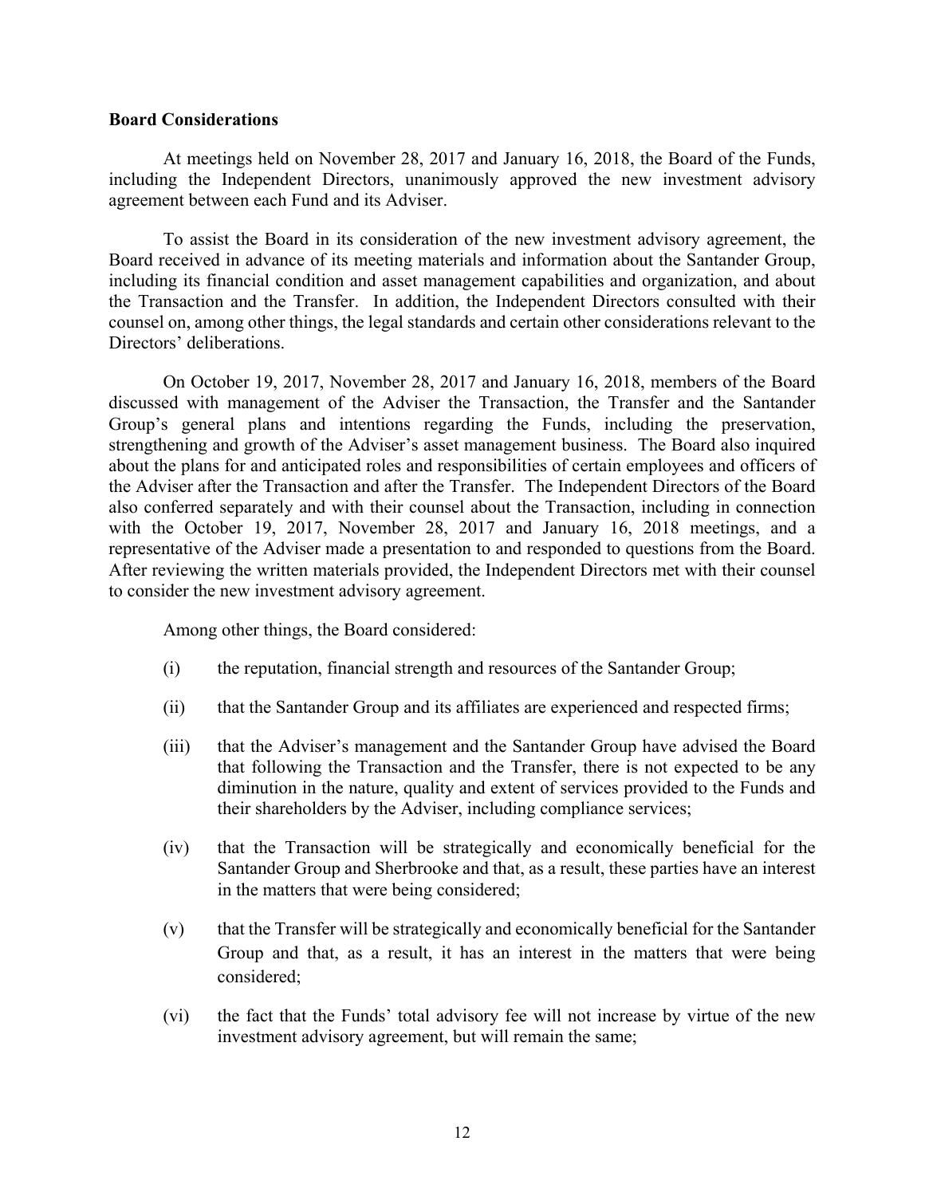**Board Considerations**

At meetings held on November 28, 2017 and January 16, 2018, the Board of the Funds, including the Independent Directors, unanimously approved the new investment advisory agreement between each Fund and its Adviser.

To assist the Board in its consideration of the new investment advisory agreement, the Board received in advance of its meeting materials and information about the Santander Group, including its financial condition and asset management capabilities and organization, and about the Transaction and the Transfer. In addition, the Independent Directors consulted with their counsel on, among other things, the legal standards and certain other considerations relevant to the Directors' deliberations.

On October 19, 2017, November 28, 2017 and January 16, 2018, members of the Board discussed with management of the Adviser the Transaction, the Transfer and the Santander Group's general plans and intentions regarding the Funds, including the preservation, strengthening and growth of the Adviser's asset management business. The Board also inquired about the plans for and anticipated roles and responsibilities of certain employees and officers of the Adviser after the Transaction and after the Transfer. The Independent Directors of the Board also conferred separately and with their counsel about the Transaction, including in connection with the October 19, 2017, November 28, 2017 and January 16, 2018 meetings, and a representative of the Adviser made a presentation to and responded to questions from the Board. After reviewing the written materials provided, the Independent Directors met with their counsel to consider the new investment advisory agreement.

Among other things, the Board considered:

(i) the reputation, financial strength and resources of the Santander Group;

(ii) that the Santander Group and its affiliates are experienced and respected firms;

(iii) that the Adviser's management and the Santander Group have advised the Board that following the Transaction and the Transfer, there is not expected to be any diminution in the nature, quality and extent of services provided to the Funds and their shareholders by the Adviser, including compliance services;

(iv) that the Transaction will be strategically and economically beneficial for the Santander Group and Sherbrooke and that, as a result, these parties have an interest in the matters that were being considered;

(v) that the Transfer will be strategically and economically beneficial for the Santander Group and that, as a result, it has an interest in the matters that were being considered;

(vi) the fact that the Funds' total advisory fee will not increase by virtue of the new investment advisory agreement, but will remain the same;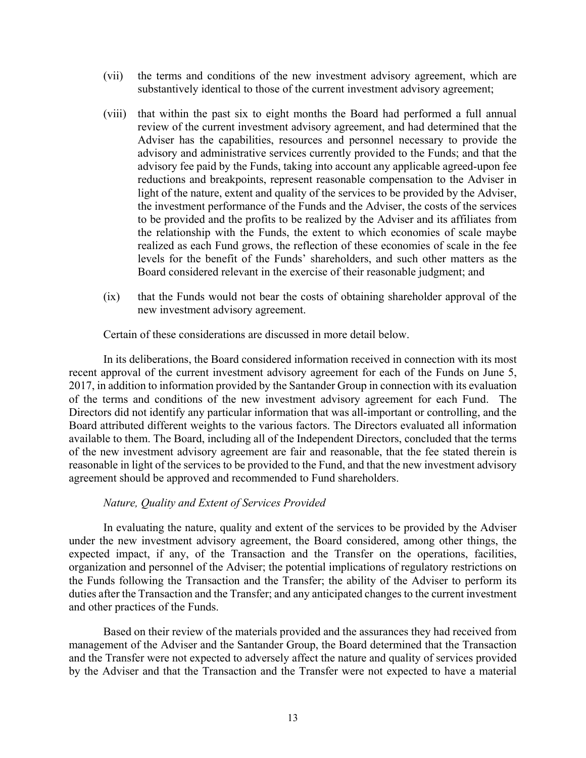(vii) the terms and conditions of the new investment advisory agreement, which are substantively identical to those of the current investment advisory agreement;

(viii) that within the past six to eight months the Board had performed a full annual review of the current investment advisory agreement, and had determined that the Adviser has the capabilities, resources and personnel necessary to provide the advisory and administrative services currently provided to the Funds; and that the advisory fee paid by the Funds, taking into account any applicable agreed-upon fee reductions and breakpoints, represent reasonable compensation to the Adviser in light of the nature, extent and quality of the services to be provided by the Adviser, the investment performance of the Funds and the Adviser, the costs of the services to be provided and the profits to be realized by the Adviser and its affiliates from the relationship with the Funds, the extent to which economies of scale maybe realized as each Fund grows, the reflection of these economies of scale in the fee levels for the benefit of the Funds' shareholders, and such other matters as the Board considered relevant in the exercise of their reasonable judgment; and

(ix) that the Funds would not bear the costs of obtaining shareholder approval of the new investment advisory agreement.

Certain of these considerations are discussed in more detail below.

In its deliberations, the Board considered information received in connection with its most recent approval of the current investment advisory agreement for each of the Funds on June 5, 2017, in addition to information provided by the Santander Group in connection with its evaluation of the terms and conditions of the new investment advisory agreement for each Fund. The Directors did not identify any particular information that was all-important or controlling, and the Board attributed different weights to the various factors. The Directors evaluated all information available to them. The Board, including all of the Independent Directors, concluded that the terms of the new investment advisory agreement are fair and reasonable, that the fee stated therein is reasonable in light of the services to be provided to the Fund, and that the new investment advisory agreement should be approved and recommended to Fund shareholders.

*Nature, Quality and Extent of Services Provided*

In evaluating the nature, quality and extent of the services to be provided by the Adviser under the new investment advisory agreement, the Board considered, among other things, the expected impact, if any, of the Transaction and the Transfer on the operations, facilities, organization and personnel of the Adviser; the potential implications of regulatory restrictions on the Funds following the Transaction and the Transfer; the ability of the Adviser to perform its duties after the Transaction and the Transfer; and any anticipated changes to the current investment and other practices of the Funds.

Based on their review of the materials provided and the assurances they had received from management of the Adviser and the Santander Group, the Board determined that the Transaction and the Transfer were not expected to adversely affect the nature and quality of services provided by the Adviser and that the Transaction and the Transfer were not expected to have a material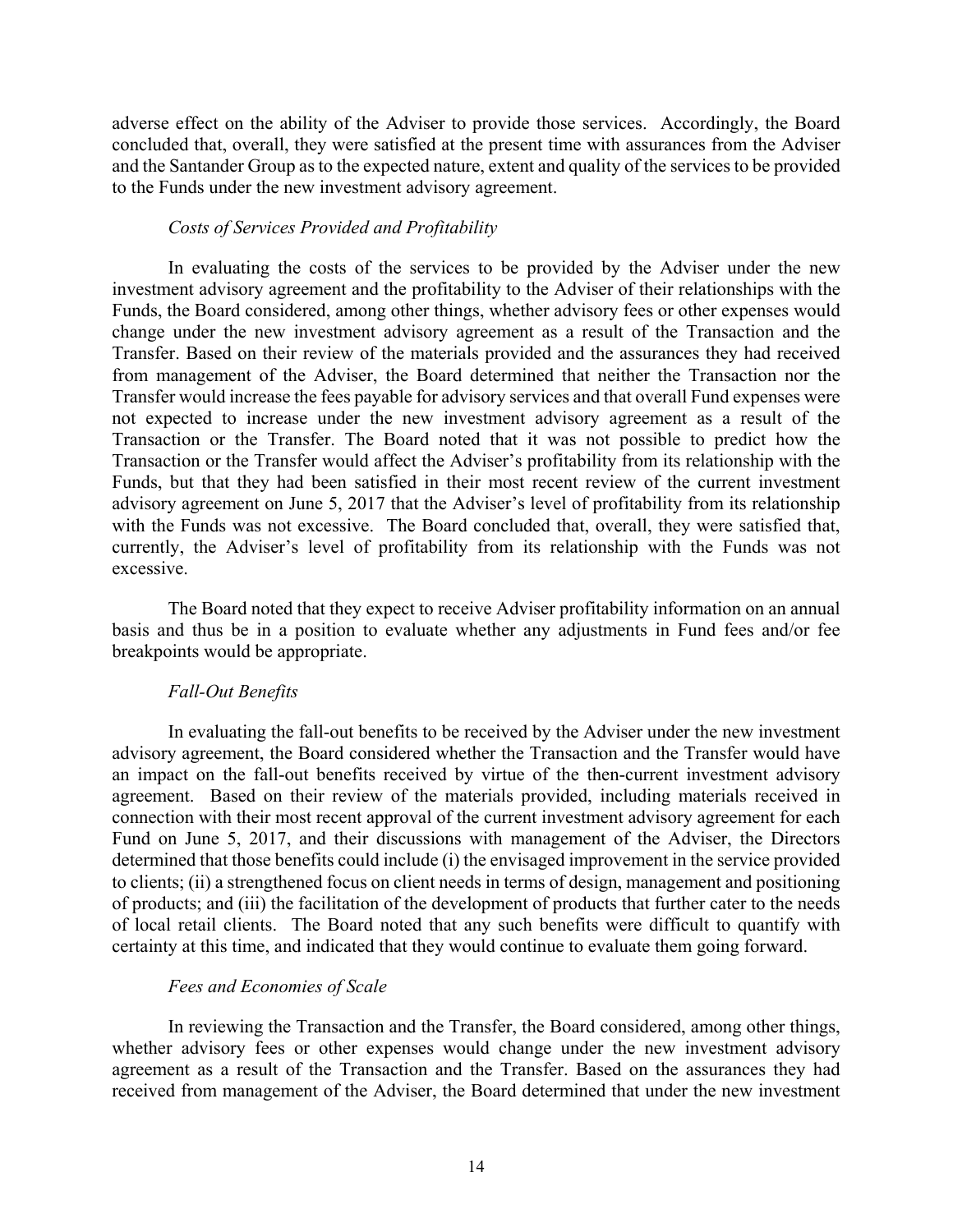adverse effect on the ability of the Adviser to provide those services. Accordingly, the Board concluded that, overall, they were satisfied at the present time with assurances from the Adviser and the Santander Group as to the expected nature, extent and quality of the services to be provided to the Funds under the new investment advisory agreement.

*Costs of Services Provided and Profitability*

In evaluating the costs of the services to be provided by the Adviser under the new investment advisory agreement and the profitability to the Adviser of their relationships with the Funds, the Board considered, among other things, whether advisory fees or other expenses would change under the new investment advisory agreement as a result of the Transaction and the Transfer. Based on their review of the materials provided and the assurances they had received from management of the Adviser, the Board determined that neither the Transaction nor the Transfer would increase the fees payable for advisory services and that overall Fund expenses were not expected to increase under the new investment advisory agreement as a result of the Transaction or the Transfer. The Board noted that it was not possible to predict how the Transaction or the Transfer would affect the Adviser's profitability from its relationship with the Funds, but that they had been satisfied in their most recent review of the current investment advisory agreement on June 5, 2017 that the Adviser's level of profitability from its relationship with the Funds was not excessive. The Board concluded that, overall, they were satisfied that, currently, the Adviser's level of profitability from its relationship with the Funds was not excessive.

The Board noted that they expect to receive Adviser profitability information on an annual basis and thus be in a position to evaluate whether any adjustments in Fund fees and/or fee breakpoints would be appropriate.

*Fall-Out Benefits*

In evaluating the fall-out benefits to be received by the Adviser under the new investment advisory agreement, the Board considered whether the Transaction and the Transfer would have an impact on the fall-out benefits received by virtue of the then-current investment advisory agreement. Based on their review of the materials provided, including materials received in connection with their most recent approval of the current investment advisory agreement for each Fund on June 5, 2017, and their discussions with management of the Adviser, the Directors determined that those benefits could include (i) the envisaged improvement in the service provided to clients; (ii) a strengthened focus on client needs in terms of design, management and positioning of products; and (iii) the facilitation of the development of products that further cater to the needs of local retail clients. The Board noted that any such benefits were difficult to quantify with certainty at this time, and indicated that they would continue to evaluate them going forward.

*Fees and Economies of Scale*

In reviewing the Transaction and the Transfer, the Board considered, among other things, whether advisory fees or other expenses would change under the new investment advisory agreement as a result of the Transaction and the Transfer. Based on the assurances they had received from management of the Adviser, the Board determined that under the new investment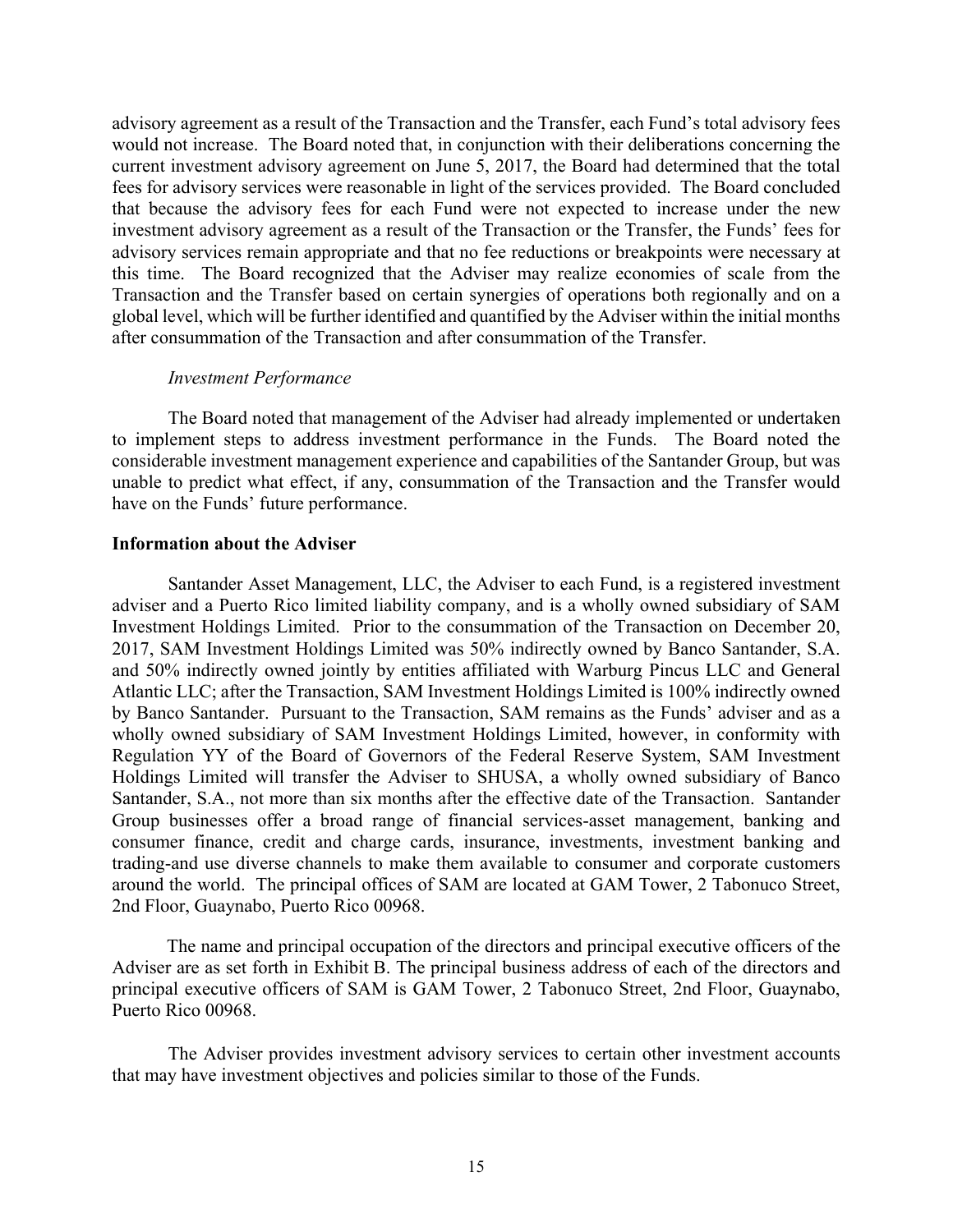advisory agreement as a result of the Transaction and the Transfer, each Fund's total advisory fees would not increase. The Board noted that, in conjunction with their deliberations concerning the current investment advisory agreement on June 5, 2017, the Board had determined that the total fees for advisory services were reasonable in light of the services provided. The Board concluded that because the advisory fees for each Fund were not expected to increase under the new investment advisory agreement as a result of the Transaction or the Transfer, the Funds' fees for advisory services remain appropriate and that no fee reductions or breakpoints were necessary at this time. The Board recognized that the Adviser may realize economies of scale from the Transaction and the Transfer based on certain synergies of operations both regionally and on a global level, which will be further identified and quantified by the Adviser within the initial months after consummation of the Transaction and after consummation of the Transfer.

*Investment Performance*

The Board noted that management of the Adviser had already implemented or undertaken to implement steps to address investment performance in the Funds. The Board noted the considerable investment management experience and capabilities of the Santander Group, but was unable to predict what effect, if any, consummation of the Transaction and the Transfer would have on the Funds' future performance.

**Information about the Adviser**

Santander Asset Management, LLC, the Adviser to each Fund, is a registered investment adviser and a Puerto Rico limited liability company, and is a wholly owned subsidiary of SAM Investment Holdings Limited. Prior to the consummation of the Transaction on December 20, 2017, SAM Investment Holdings Limited was 50% indirectly owned by Banco Santander, S.A. and 50% indirectly owned jointly by entities affiliated with Warburg Pincus LLC and General Atlantic LLC; after the Transaction, SAM Investment Holdings Limited is 100% indirectly owned by Banco Santander. Pursuant to the Transaction, SAM remains as the Funds' adviser and as a wholly owned subsidiary of SAM Investment Holdings Limited, however, in conformity with Regulation YY of the Board of Governors of the Federal Reserve System, SAM Investment Holdings Limited will transfer the Adviser to SHUSA, a wholly owned subsidiary of Banco Santander, S.A., not more than six months after the effective date of the Transaction. Santander Group businesses offer a broad range of financial services-asset management, banking and consumer finance, credit and charge cards, insurance, investments, investment banking and trading-and use diverse channels to make them available to consumer and corporate customers around the world. The principal offices of SAM are located at GAM Tower, 2 Tabonuco Street, 2nd Floor, Guaynabo, Puerto Rico 00968.

The name and principal occupation of the directors and principal executive officers of the Adviser are as set forth in Exhibit B. The principal business address of each of the directors and principal executive officers of SAM is GAM Tower, 2 Tabonuco Street, 2nd Floor, Guaynabo, Puerto Rico 00968.

The Adviser provides investment advisory services to certain other investment accounts that may have investment objectives and policies similar to those of the Funds.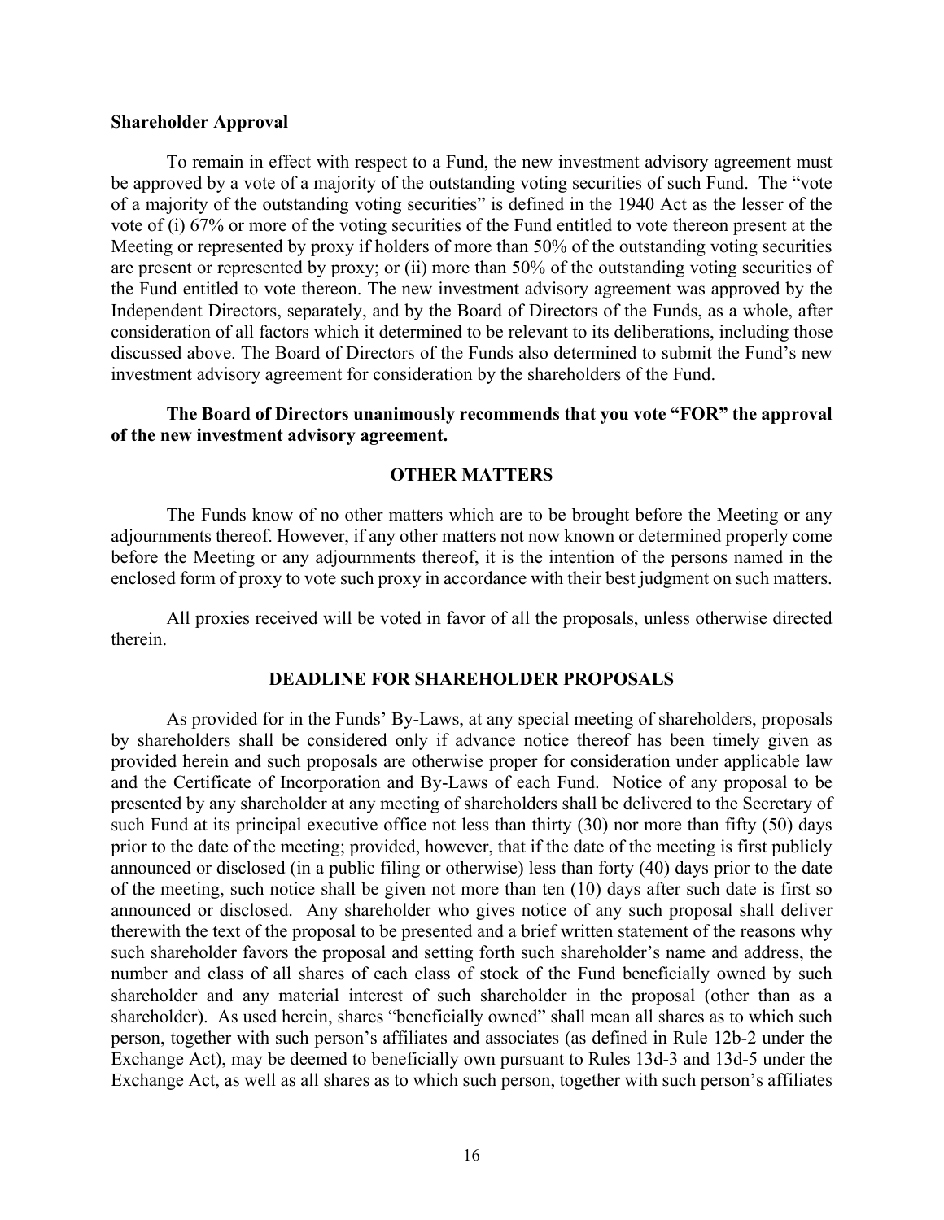**Shareholder Approval**

To remain in effect with respect to a Fund, the new investment advisory agreement must be approved by a vote of a majority of the outstanding voting securities of such Fund. The "vote of a majority of the outstanding voting securities" is defined in the 1940 Act as the lesser of the vote of (i) 67% or more of the voting securities of the Fund entitled to vote thereon present at the Meeting or represented by proxy if holders of more than 50% of the outstanding voting securities are present or represented by proxy; or (ii) more than 50% of the outstanding voting securities of the Fund entitled to vote thereon. The new investment advisory agreement was approved by the Independent Directors, separately, and by the Board of Directors of the Funds, as a whole, after consideration of all factors which it determined to be relevant to its deliberations, including those discussed above. The Board of Directors of the Funds also determined to submit the Fund's new investment advisory agreement for consideration by the shareholders of the Fund.

**The Board of Directors unanimously recommends that you vote "FOR" the approval of the new investment advisory agreement.**

## OTHER MATTERS

The Funds know of no other matters which are to be brought before the Meeting or any adjournments thereof. However, if any other matters not now known or determined properly come before the Meeting or any adjournments thereof, it is the intention of the persons named in the enclosed form of proxy to vote such proxy in accordance with their best judgment on such matters.

All proxies received will be voted in favor of all the proposals, unless otherwise directed therein.

## DEADLINE FOR SHAREHOLDER PROPOSALS

As provided for in the Funds' By-Laws, at any special meeting of shareholders, proposals by shareholders shall be considered only if advance notice thereof has been timely given as provided herein and such proposals are otherwise proper for consideration under applicable law and the Certificate of Incorporation and By-Laws of each Fund. Notice of any proposal to be presented by any shareholder at any meeting of shareholders shall be delivered to the Secretary of such Fund at its principal executive office not less than thirty (30) nor more than fifty (50) days prior to the date of the meeting; provided, however, that if the date of the meeting is first publicly announced or disclosed (in a public filing or otherwise) less than forty (40) days prior to the date of the meeting, such notice shall be given not more than ten (10) days after such date is first so announced or disclosed. Any shareholder who gives notice of any such proposal shall deliver therewith the text of the proposal to be presented and a brief written statement of the reasons why such shareholder favors the proposal and setting forth such shareholder's name and address, the number and class of all shares of each class of stock of the Fund beneficially owned by such shareholder and any material interest of such shareholder in the proposal (other than as a shareholder). As used herein, shares "beneficially owned" shall mean all shares as to which such person, together with such person's affiliates and associates (as defined in Rule 12b-2 under the Exchange Act), may be deemed to beneficially own pursuant to Rules 13d-3 and 13d-5 under the Exchange Act, as well as all shares as to which such person, together with such person's affiliates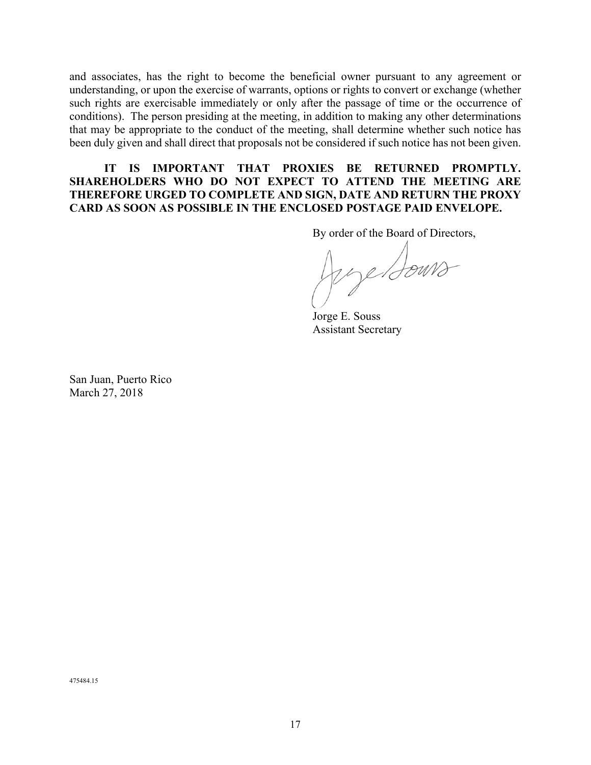and associates, has the right to become the beneficial owner pursuant to any agreement or understanding, or upon the exercise of warrants, options or rights to convert or exchange (whether such rights are exercisable immediately or only after the passage of time or the occurrence of conditions). The person presiding at the meeting, in addition to making any other determinations that may be appropriate to the conduct of the meeting, shall determine whether such notice has been duly given and shall direct that proposals not be considered if such notice has not been given.

**IT IS IMPORTANT THAT PROXIES BE RETURNED PROMPTLY. SHAREHOLDERS WHO DO NOT EXPECT TO ATTEND THE MEETING ARE THEREFORE URGED TO COMPLETE AND SIGN, DATE AND RETURN THE PROXY CARD AS SOON AS POSSIBLE IN THE ENCLOSED POSTAGE PAID ENVELOPE.**

By order of the Board of Directors,

Jorge E. Souss
Assistant Secretary

San Juan, Puerto Rico
March 27, 2018

475484.15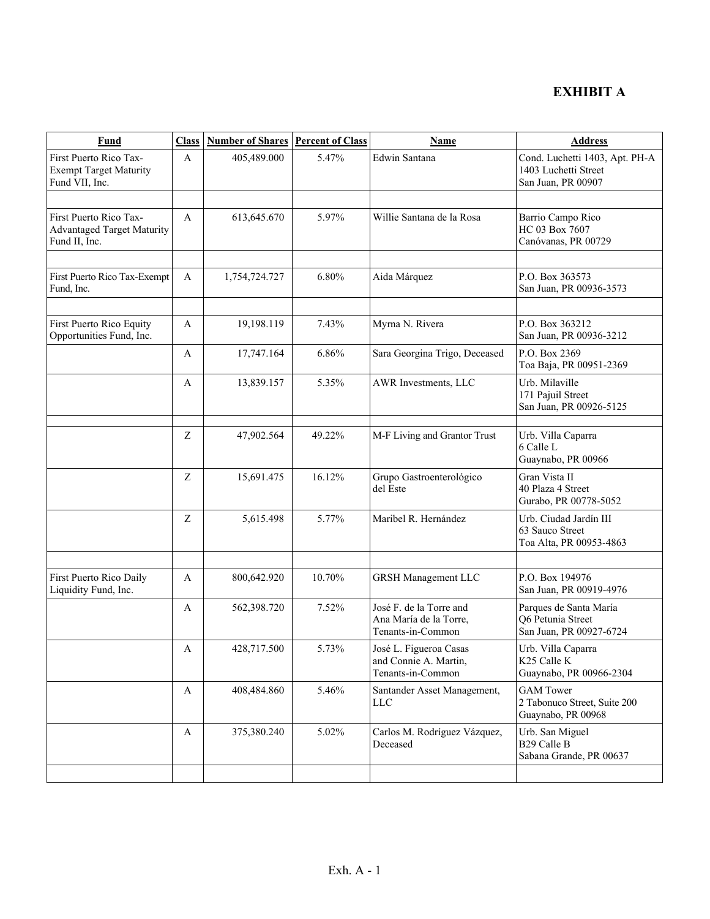# EXHIBIT A

| Fund | Class | Number of Shares | Percent of Class | Name | Address |
|---|---|---|---|---|---|
| First Puerto Rico Tax-Exempt Target Maturity Fund VII, Inc. | A | 405,489.000 | 5.47% | Edwin Santana | Cond. Luchetti 1403, Apt. PH-A<br>1403 Luchetti Street<br>San Juan, PR 00907 |
| | | | | | |
| First Puerto Rico Tax-Advantaged Target Maturity Fund II, Inc. | A | 613,645.670 | 5.97% | Willie Santana de la Rosa | Barrio Campo Rico<br>HC 03 Box 7607<br>Canóvanas, PR 00729 |
| | | | | | |
| First Puerto Rico Tax-Exempt Fund, Inc. | A | 1,754,724.727 | 6.80% | Aida Márquez | P.O. Box 363573<br>San Juan, PR 00936-3573 |
| | | | | | |
| First Puerto Rico Equity Opportunities Fund, Inc. | A | 19,198.119 | 7.43% | Myrna N. Rivera | P.O. Box 363212<br>San Juan, PR 00936-3212 |
| | A | 17,747.164 | 6.86% | Sara Georgina Trigo, Deceased | P.O. Box 2369<br>Toa Baja, PR 00951-2369 |
| | A | 13,839.157 | 5.35% | AWR Investments, LLC | Urb. Milaville<br>171 Pajuil Street<br>San Juan, PR 00926-5125 |
| | | | | | |
| | Z | 47,902.564 | 49.22% | M-F Living and Grantor Trust | Urb. Villa Caparra<br>6 Calle L<br>Guaynabo, PR 00966 |
| | Z | 15,691.475 | 16.12% | Grupo Gastroenterológico del Este | Gran Vista II<br>40 Plaza 4 Street<br>Gurabo, PR 00778-5052 |
| | Z | 5,615.498 | 5.77% | Maribel R. Hernández | Urb. Ciudad Jardín III<br>63 Sauco Street<br>Toa Alta, PR 00953-4863 |
| | | | | | |
| First Puerto Rico Daily Liquidity Fund, Inc. | A | 800,642.920 | 10.70% | GRSH Management LLC | P.O. Box 194976<br>San Juan, PR 00919-4976 |
| | A | 562,398.720 | 7.52% | José F. de la Torre and Ana María de la Torre, Tenants-in-Common | Parques de Santa María<br>Q6 Petunia Street<br>San Juan, PR 00927-6724 |
| | A | 428,717.500 | 5.73% | José L. Figueroa Casas and Connie A. Martin, Tenants-in-Common | Urb. Villa Caparra<br>K25 Calle K<br>Guaynabo, PR 00966-2304 |
| | A | 408,484.860 | 5.46% | Santander Asset Management, LLC | GAM Tower<br>2 Tabonuco Street, Suite 200<br>Guaynabo, PR 00968 |
| | A | 375,380.240 | 5.02% | Carlos M. Rodríguez Vázquez, Deceased | Urb. San Miguel<br>B29 Calle B<br>Sabana Grande, PR 00637 |
| | | | | | |

Exh. A - 1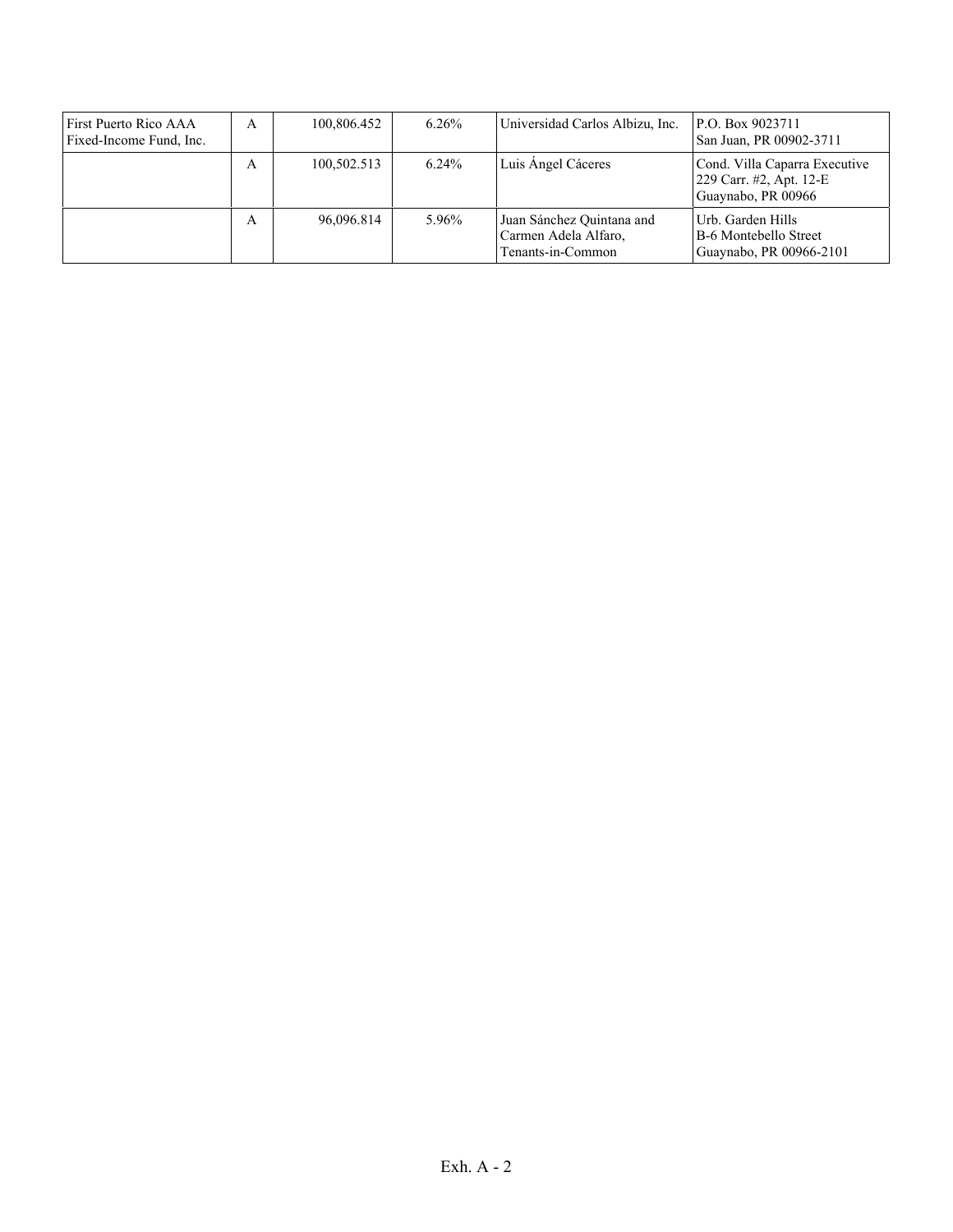| First Puerto Rico AAA Fixed-Income Fund, Inc. | A | 100,806.452 | 6.26% | Universidad Carlos Albizu, Inc. | P.O. Box 9023711<br>San Juan, PR 00902-3711 |
|---|---|---|---|---|---|
| | A | 100,502.513 | 6.24% | Luis Ángel Cáceres | Cond. Villa Caparra Executive<br>229 Carr. #2, Apt. 12-E<br>Guaynabo, PR 00966 |
| | A | 96,096.814 | 5.96% | Juan Sánchez Quintana and Carmen Adela Alfaro, Tenants-in-Common | Urb. Garden Hills<br>B-6 Montebello Street<br>Guaynabo, PR 00966-2101 |

Exh. A - 2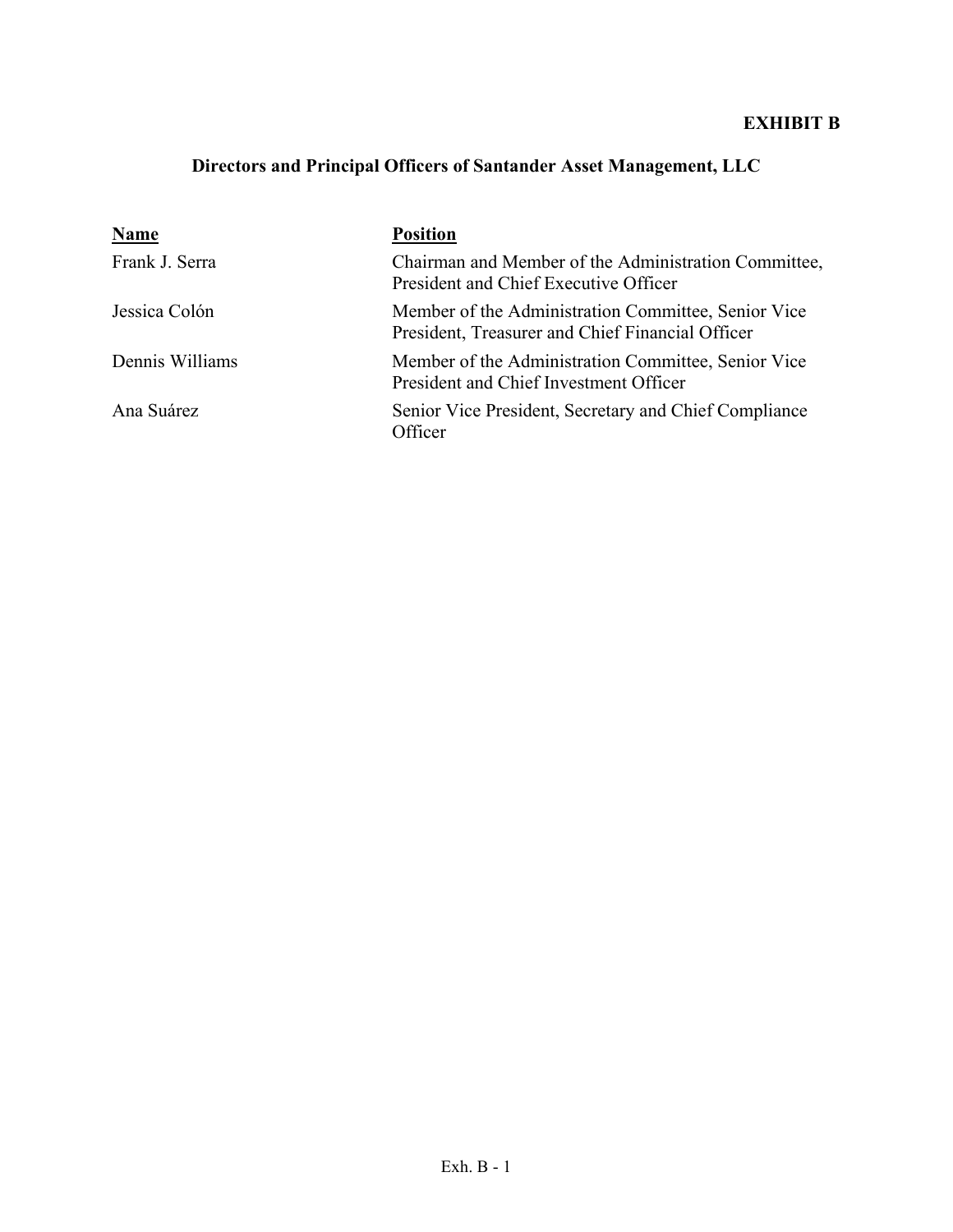**EXHIBIT B**

## Directors and Principal Officers of Santander Asset Management, LLC

| Name | Position |
|---|---|
| Frank J. Serra | Chairman and Member of the Administration Committee, President and Chief Executive Officer |
| Jessica Colón | Member of the Administration Committee, Senior Vice President, Treasurer and Chief Financial Officer |
| Dennis Williams | Member of the Administration Committee, Senior Vice President and Chief Investment Officer |
| Ana Suárez | Senior Vice President, Secretary and Chief Compliance Officer |